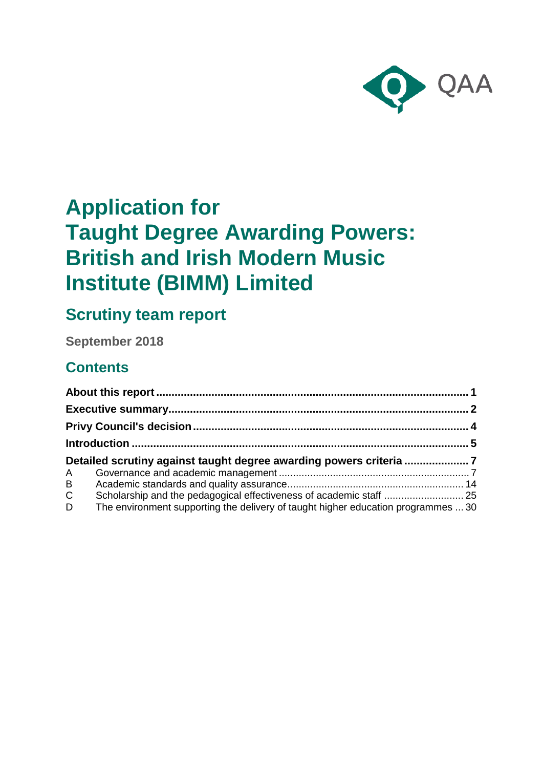# Application for Taught Degree Awarding Powers: British and Irish Modern Music Institute (BIMM) Limited

## Scrutiny team report

**September 2018**

## Contents

**About this report** .................................................................................................... **1**
**Executive summary** ................................................................................................. **2**
**Privy Council's decision** ......................................................................................... **4**
**Introduction** ............................................................................................................. **5**
**Detailed scrutiny against taught degree awarding powers criteria** ..................... **7**

A Governance and academic management .................................................................. 7
B Academic standards and quality assurance ............................................................. 14
C Scholarship and the pedagogical effectiveness of academic staff ........................... 25
D The environment supporting the delivery of taught higher education programmes ... 30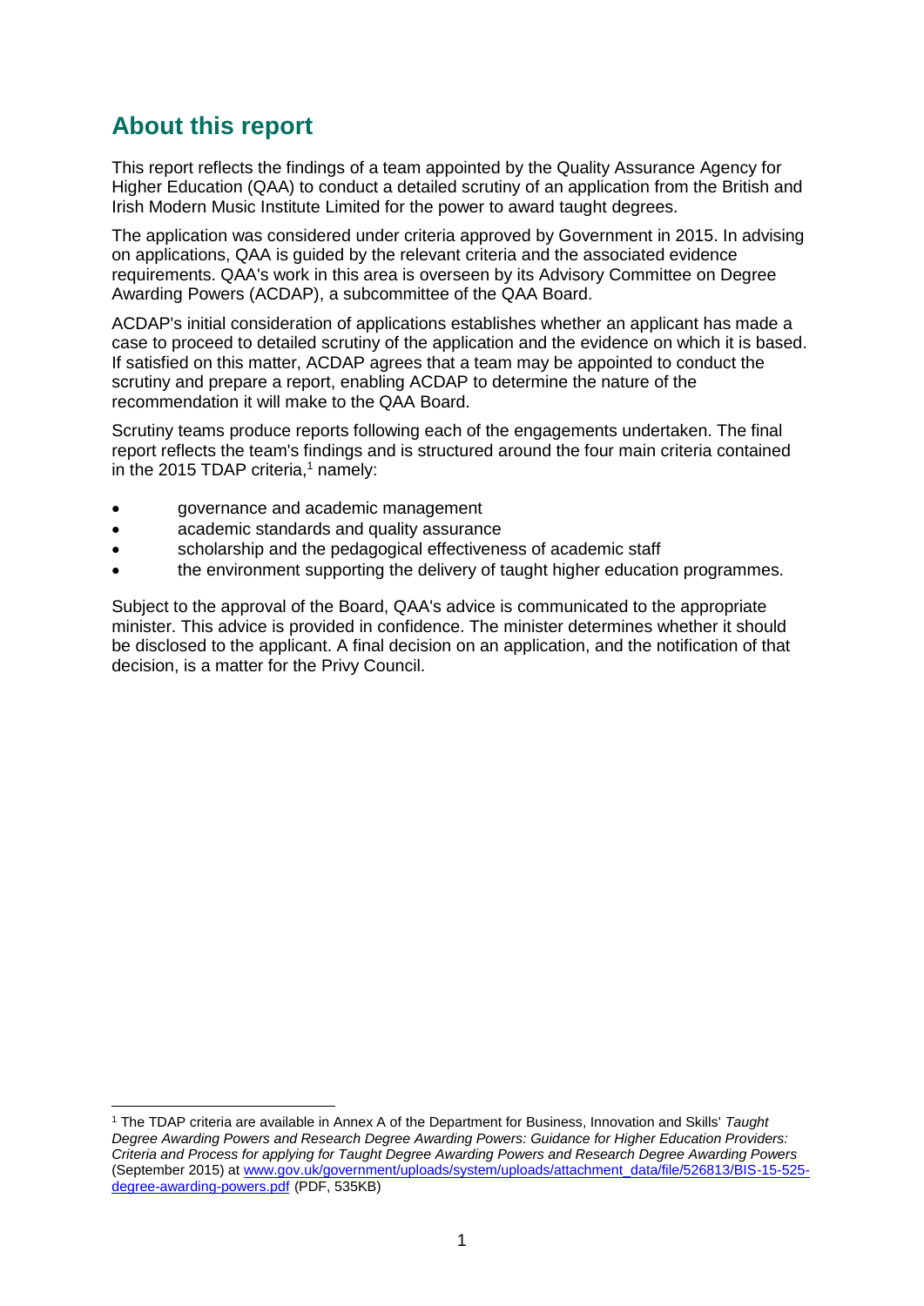## About this report

This report reflects the findings of a team appointed by the Quality Assurance Agency for Higher Education (QAA) to conduct a detailed scrutiny of an application from the British and Irish Modern Music Institute Limited for the power to award taught degrees.

The application was considered under criteria approved by Government in 2015. In advising on applications, QAA is guided by the relevant criteria and the associated evidence requirements. QAA's work in this area is overseen by its Advisory Committee on Degree Awarding Powers (ACDAP), a subcommittee of the QAA Board.

ACDAP's initial consideration of applications establishes whether an applicant has made a case to proceed to detailed scrutiny of the application and the evidence on which it is based. If satisfied on this matter, ACDAP agrees that a team may be appointed to conduct the scrutiny and prepare a report, enabling ACDAP to determine the nature of the recommendation it will make to the QAA Board.

Scrutiny teams produce reports following each of the engagements undertaken. The final report reflects the team's findings and is structured around the four main criteria contained in the 2015 TDAP criteria,[1] namely:

- governance and academic management
- academic standards and quality assurance
- scholarship and the pedagogical effectiveness of academic staff
- the environment supporting the delivery of taught higher education programmes.

Subject to the approval of the Board, QAA's advice is communicated to the appropriate minister. This advice is provided in confidence. The minister determines whether it should be disclosed to the applicant. A final decision on an application, and the notification of that decision, is a matter for the Privy Council.

[1] The TDAP criteria are available in Annex A of the Department for Business, Innovation and Skills' *Taught Degree Awarding Powers and Research Degree Awarding Powers: Guidance for Higher Education Providers: Criteria and Process for applying for Taught Degree Awarding Powers and Research Degree Awarding Powers* (September 2015) at [www.gov.uk/government/uploads/system/uploads/attachment_data/file/526813/BIS-15-525-degree-awarding-powers.pdf](www.gov.uk/government/uploads/system/uploads/attachment_data/file/526813/BIS-15-525-degree-awarding-powers.pdf) (PDF, 535KB)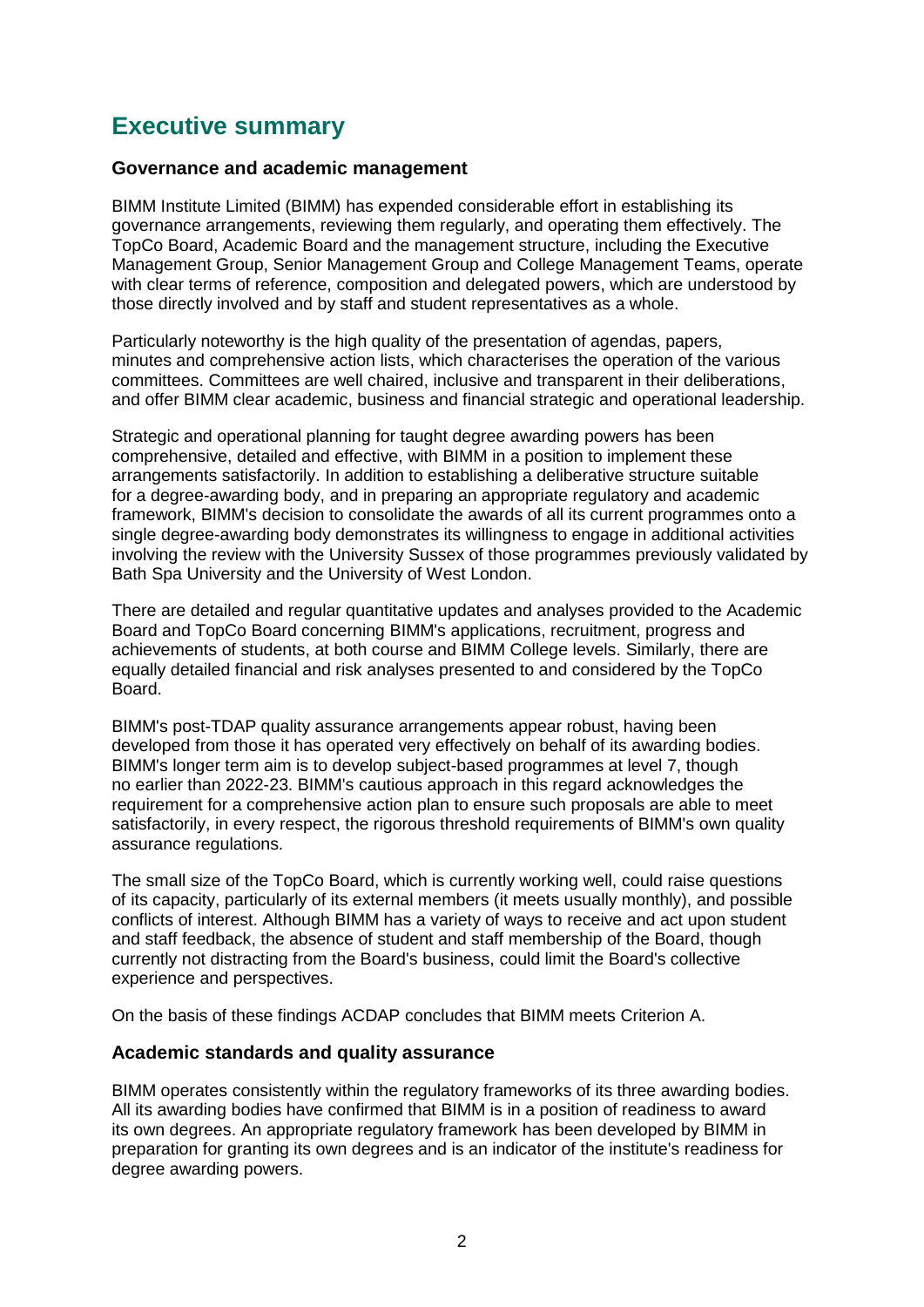# Executive summary

### Governance and academic management

BIMM Institute Limited (BIMM) has expended considerable effort in establishing its governance arrangements, reviewing them regularly, and operating them effectively. The TopCo Board, Academic Board and the management structure, including the Executive Management Group, Senior Management Group and College Management Teams, operate with clear terms of reference, composition and delegated powers, which are understood by those directly involved and by staff and student representatives as a whole.

Particularly noteworthy is the high quality of the presentation of agendas, papers, minutes and comprehensive action lists, which characterises the operation of the various committees. Committees are well chaired, inclusive and transparent in their deliberations, and offer BIMM clear academic, business and financial strategic and operational leadership.

Strategic and operational planning for taught degree awarding powers has been comprehensive, detailed and effective, with BIMM in a position to implement these arrangements satisfactorily. In addition to establishing a deliberative structure suitable for a degree-awarding body, and in preparing an appropriate regulatory and academic framework, BIMM's decision to consolidate the awards of all its current programmes onto a single degree-awarding body demonstrates its willingness to engage in additional activities involving the review with the University Sussex of those programmes previously validated by Bath Spa University and the University of West London.

There are detailed and regular quantitative updates and analyses provided to the Academic Board and TopCo Board concerning BIMM's applications, recruitment, progress and achievements of students, at both course and BIMM College levels. Similarly, there are equally detailed financial and risk analyses presented to and considered by the TopCo Board.

BIMM's post-TDAP quality assurance arrangements appear robust, having been developed from those it has operated very effectively on behalf of its awarding bodies. BIMM's longer term aim is to develop subject-based programmes at level 7, though no earlier than 2022-23. BIMM's cautious approach in this regard acknowledges the requirement for a comprehensive action plan to ensure such proposals are able to meet satisfactorily, in every respect, the rigorous threshold requirements of BIMM's own quality assurance regulations.

The small size of the TopCo Board, which is currently working well, could raise questions of its capacity, particularly of its external members (it meets usually monthly), and possible conflicts of interest. Although BIMM has a variety of ways to receive and act upon student and staff feedback, the absence of student and staff membership of the Board, though currently not distracting from the Board's business, could limit the Board's collective experience and perspectives.

On the basis of these findings ACDAP concludes that BIMM meets Criterion A.

### Academic standards and quality assurance

BIMM operates consistently within the regulatory frameworks of its three awarding bodies. All its awarding bodies have confirmed that BIMM is in a position of readiness to award its own degrees. An appropriate regulatory framework has been developed by BIMM in preparation for granting its own degrees and is an indicator of the institute's readiness for degree awarding powers.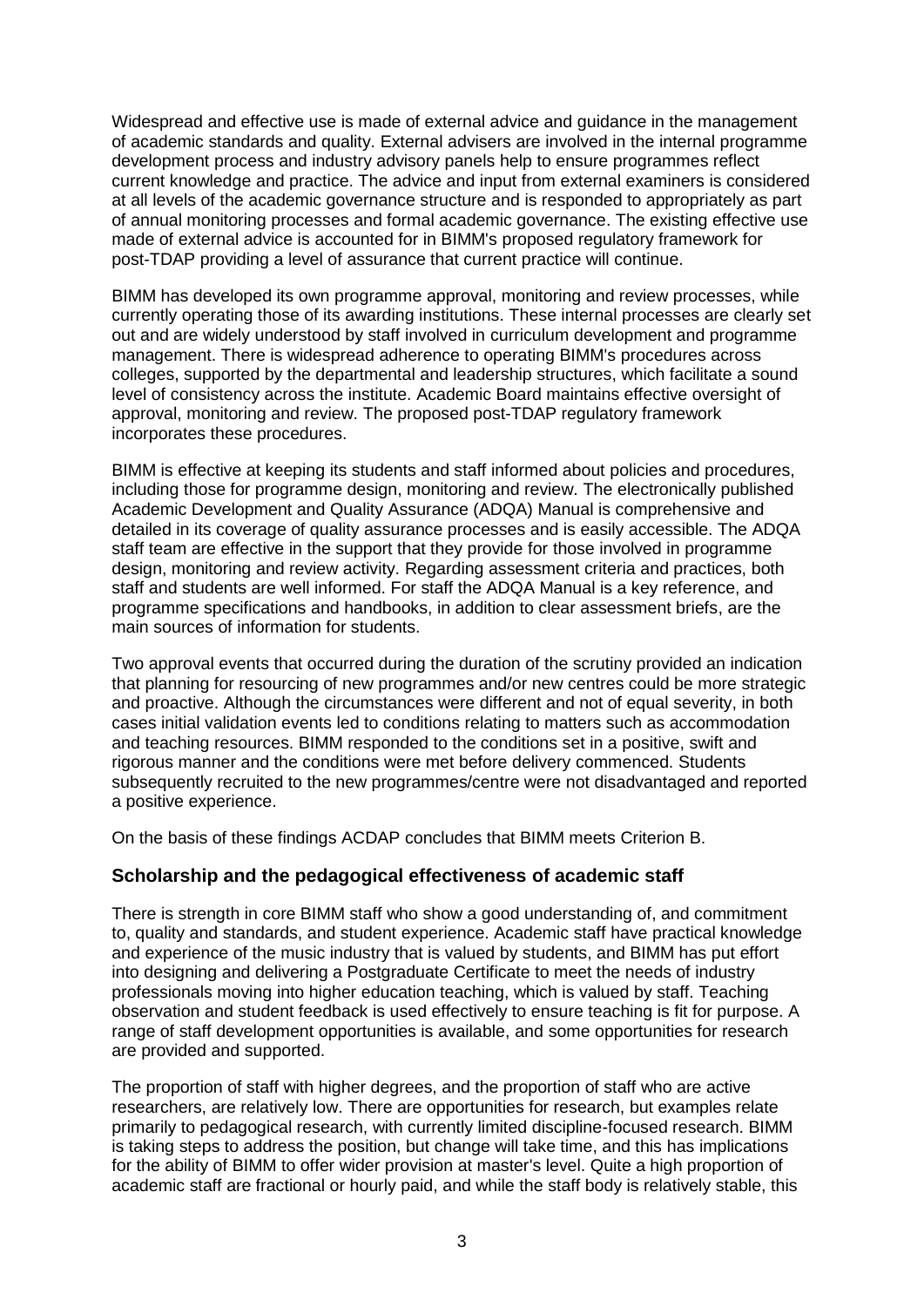Widespread and effective use is made of external advice and guidance in the management of academic standards and quality. External advisers are involved in the internal programme development process and industry advisory panels help to ensure programmes reflect current knowledge and practice. The advice and input from external examiners is considered at all levels of the academic governance structure and is responded to appropriately as part of annual monitoring processes and formal academic governance. The existing effective use made of external advice is accounted for in BIMM's proposed regulatory framework for post-TDAP providing a level of assurance that current practice will continue.

BIMM has developed its own programme approval, monitoring and review processes, while currently operating those of its awarding institutions. These internal processes are clearly set out and are widely understood by staff involved in curriculum development and programme management. There is widespread adherence to operating BIMM's procedures across colleges, supported by the departmental and leadership structures, which facilitate a sound level of consistency across the institute. Academic Board maintains effective oversight of approval, monitoring and review. The proposed post-TDAP regulatory framework incorporates these procedures.

BIMM is effective at keeping its students and staff informed about policies and procedures, including those for programme design, monitoring and review. The electronically published Academic Development and Quality Assurance (ADQA) Manual is comprehensive and detailed in its coverage of quality assurance processes and is easily accessible. The ADQA staff team are effective in the support that they provide for those involved in programme design, monitoring and review activity. Regarding assessment criteria and practices, both staff and students are well informed. For staff the ADQA Manual is a key reference, and programme specifications and handbooks, in addition to clear assessment briefs, are the main sources of information for students.

Two approval events that occurred during the duration of the scrutiny provided an indication that planning for resourcing of new programmes and/or new centres could be more strategic and proactive. Although the circumstances were different and not of equal severity, in both cases initial validation events led to conditions relating to matters such as accommodation and teaching resources. BIMM responded to the conditions set in a positive, swift and rigorous manner and the conditions were met before delivery commenced. Students subsequently recruited to the new programmes/centre were not disadvantaged and reported a positive experience.

On the basis of these findings ACDAP concludes that BIMM meets Criterion B.

### Scholarship and the pedagogical effectiveness of academic staff

There is strength in core BIMM staff who show a good understanding of, and commitment to, quality and standards, and student experience. Academic staff have practical knowledge and experience of the music industry that is valued by students, and BIMM has put effort into designing and delivering a Postgraduate Certificate to meet the needs of industry professionals moving into higher education teaching, which is valued by staff. Teaching observation and student feedback is used effectively to ensure teaching is fit for purpose. A range of staff development opportunities is available, and some opportunities for research are provided and supported.

The proportion of staff with higher degrees, and the proportion of staff who are active researchers, are relatively low. There are opportunities for research, but examples relate primarily to pedagogical research, with currently limited discipline-focused research. BIMM is taking steps to address the position, but change will take time, and this has implications for the ability of BIMM to offer wider provision at master's level. Quite a high proportion of academic staff are fractional or hourly paid, and while the staff body is relatively stable, this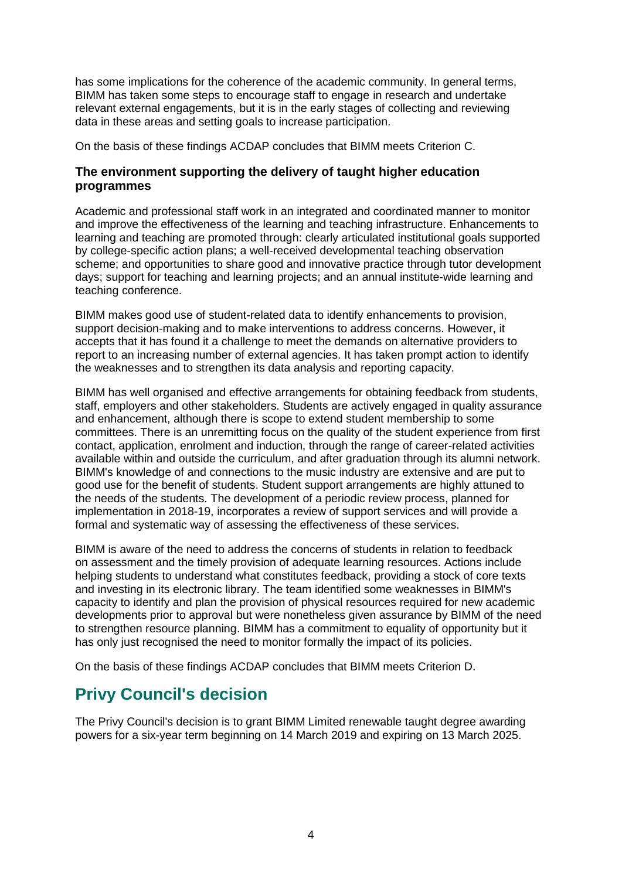has some implications for the coherence of the academic community. In general terms, BIMM has taken some steps to encourage staff to engage in research and undertake relevant external engagements, but it is in the early stages of collecting and reviewing data in these areas and setting goals to increase participation.

On the basis of these findings ACDAP concludes that BIMM meets Criterion C.

### The environment supporting the delivery of taught higher education programmes

Academic and professional staff work in an integrated and coordinated manner to monitor and improve the effectiveness of the learning and teaching infrastructure. Enhancements to learning and teaching are promoted through: clearly articulated institutional goals supported by college-specific action plans; a well-received developmental teaching observation scheme; and opportunities to share good and innovative practice through tutor development days; support for teaching and learning projects; and an annual institute-wide learning and teaching conference.

BIMM makes good use of student-related data to identify enhancements to provision, support decision-making and to make interventions to address concerns. However, it accepts that it has found it a challenge to meet the demands on alternative providers to report to an increasing number of external agencies. It has taken prompt action to identify the weaknesses and to strengthen its data analysis and reporting capacity.

BIMM has well organised and effective arrangements for obtaining feedback from students, staff, employers and other stakeholders. Students are actively engaged in quality assurance and enhancement, although there is scope to extend student membership to some committees. There is an unremitting focus on the quality of the student experience from first contact, application, enrolment and induction, through the range of career-related activities available within and outside the curriculum, and after graduation through its alumni network. BIMM's knowledge of and connections to the music industry are extensive and are put to good use for the benefit of students. Student support arrangements are highly attuned to the needs of the students. The development of a periodic review process, planned for implementation in 2018-19, incorporates a review of support services and will provide a formal and systematic way of assessing the effectiveness of these services.

BIMM is aware of the need to address the concerns of students in relation to feedback on assessment and the timely provision of adequate learning resources. Actions include helping students to understand what constitutes feedback, providing a stock of core texts and investing in its electronic library. The team identified some weaknesses in BIMM's capacity to identify and plan the provision of physical resources required for new academic developments prior to approval but were nonetheless given assurance by BIMM of the need to strengthen resource planning. BIMM has a commitment to equality of opportunity but it has only just recognised the need to monitor formally the impact of its policies.

On the basis of these findings ACDAP concludes that BIMM meets Criterion D.

## Privy Council's decision

The Privy Council's decision is to grant BIMM Limited renewable taught degree awarding powers for a six-year term beginning on 14 March 2019 and expiring on 13 March 2025.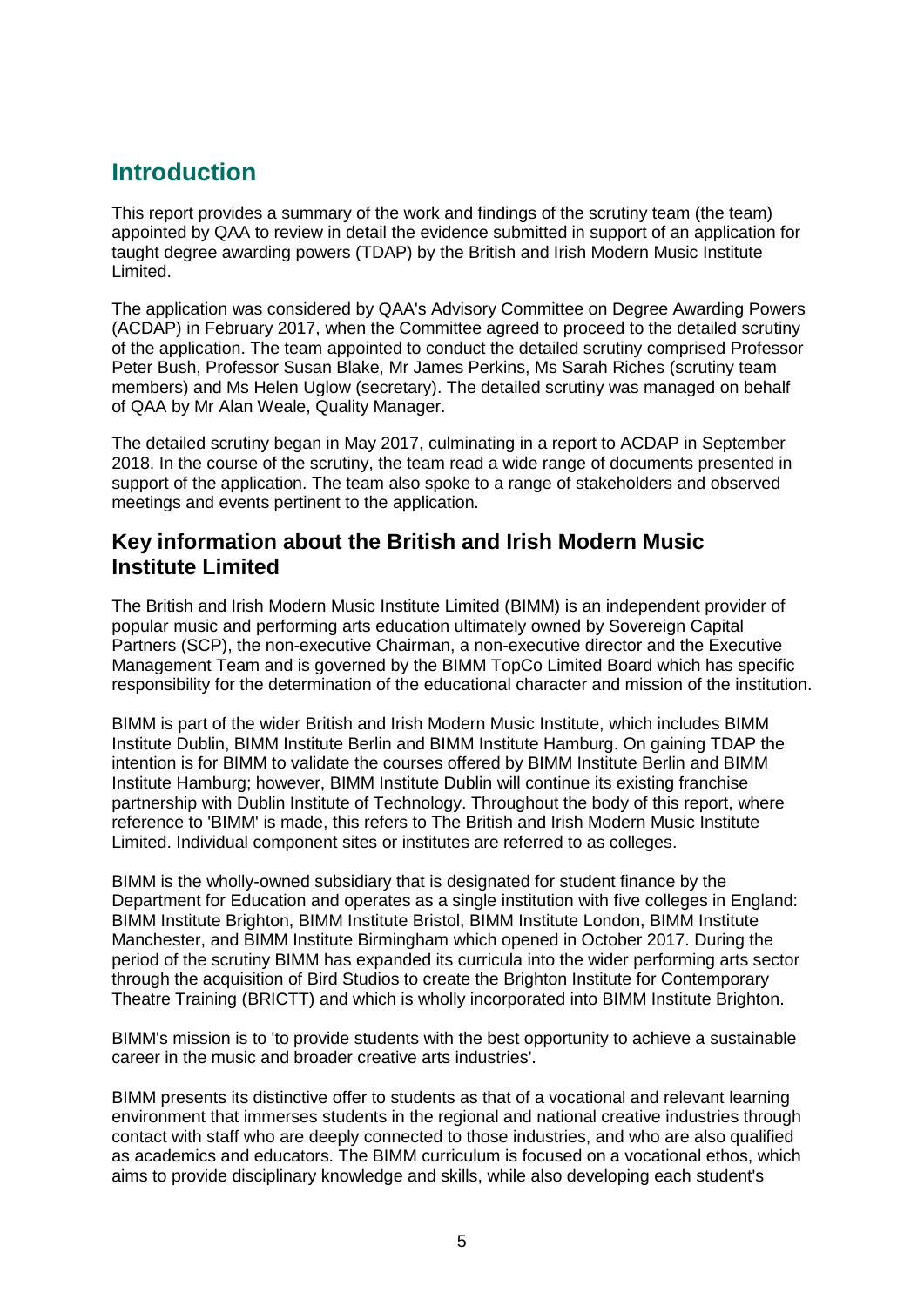## Introduction

This report provides a summary of the work and findings of the scrutiny team (the team) appointed by QAA to review in detail the evidence submitted in support of an application for taught degree awarding powers (TDAP) by the British and Irish Modern Music Institute Limited.

The application was considered by QAA's Advisory Committee on Degree Awarding Powers (ACDAP) in February 2017, when the Committee agreed to proceed to the detailed scrutiny of the application. The team appointed to conduct the detailed scrutiny comprised Professor Peter Bush, Professor Susan Blake, Mr James Perkins, Ms Sarah Riches (scrutiny team members) and Ms Helen Uglow (secretary). The detailed scrutiny was managed on behalf of QAA by Mr Alan Weale, Quality Manager.

The detailed scrutiny began in May 2017, culminating in a report to ACDAP in September 2018. In the course of the scrutiny, the team read a wide range of documents presented in support of the application. The team also spoke to a range of stakeholders and observed meetings and events pertinent to the application.

### Key information about the British and Irish Modern Music Institute Limited

The British and Irish Modern Music Institute Limited (BIMM) is an independent provider of popular music and performing arts education ultimately owned by Sovereign Capital Partners (SCP), the non-executive Chairman, a non-executive director and the Executive Management Team and is governed by the BIMM TopCo Limited Board which has specific responsibility for the determination of the educational character and mission of the institution.

BIMM is part of the wider British and Irish Modern Music Institute, which includes BIMM Institute Dublin, BIMM Institute Berlin and BIMM Institute Hamburg. On gaining TDAP the intention is for BIMM to validate the courses offered by BIMM Institute Berlin and BIMM Institute Hamburg; however, BIMM Institute Dublin will continue its existing franchise partnership with Dublin Institute of Technology. Throughout the body of this report, where reference to 'BIMM' is made, this refers to The British and Irish Modern Music Institute Limited. Individual component sites or institutes are referred to as colleges.

BIMM is the wholly-owned subsidiary that is designated for student finance by the Department for Education and operates as a single institution with five colleges in England: BIMM Institute Brighton, BIMM Institute Bristol, BIMM Institute London, BIMM Institute Manchester, and BIMM Institute Birmingham which opened in October 2017. During the period of the scrutiny BIMM has expanded its curricula into the wider performing arts sector through the acquisition of Bird Studios to create the Brighton Institute for Contemporary Theatre Training (BRICTT) and which is wholly incorporated into BIMM Institute Brighton.

BIMM's mission is to 'to provide students with the best opportunity to achieve a sustainable career in the music and broader creative arts industries'.

BIMM presents its distinctive offer to students as that of a vocational and relevant learning environment that immerses students in the regional and national creative industries through contact with staff who are deeply connected to those industries, and who are also qualified as academics and educators. The BIMM curriculum is focused on a vocational ethos, which aims to provide disciplinary knowledge and skills, while also developing each student's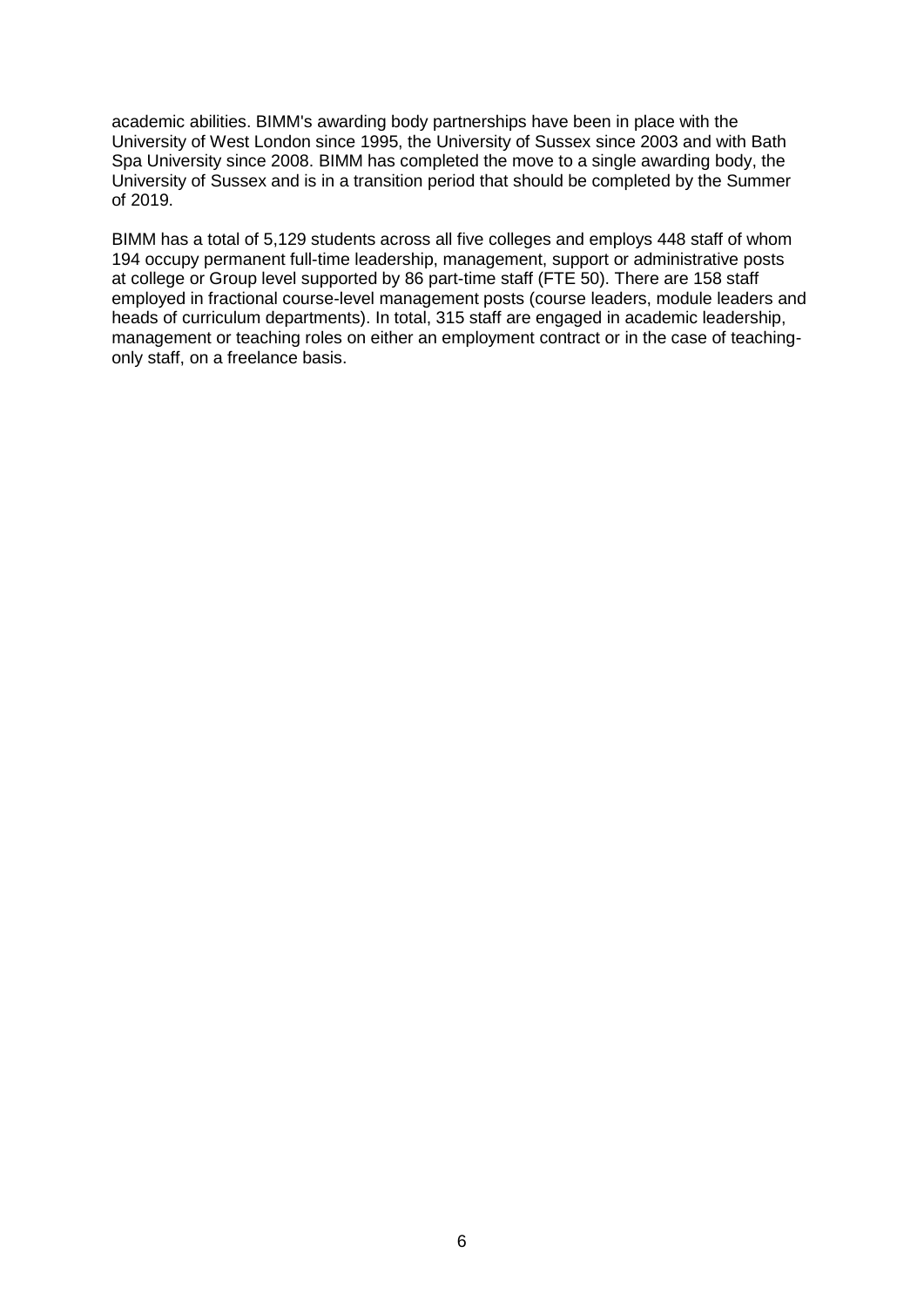academic abilities. BIMM's awarding body partnerships have been in place with the University of West London since 1995, the University of Sussex since 2003 and with Bath Spa University since 2008. BIMM has completed the move to a single awarding body, the University of Sussex and is in a transition period that should be completed by the Summer of 2019.

BIMM has a total of 5,129 students across all five colleges and employs 448 staff of whom 194 occupy permanent full-time leadership, management, support or administrative posts at college or Group level supported by 86 part-time staff (FTE 50). There are 158 staff employed in fractional course-level management posts (course leaders, module leaders and heads of curriculum departments). In total, 315 staff are engaged in academic leadership, management or teaching roles on either an employment contract or in the case of teaching-only staff, on a freelance basis.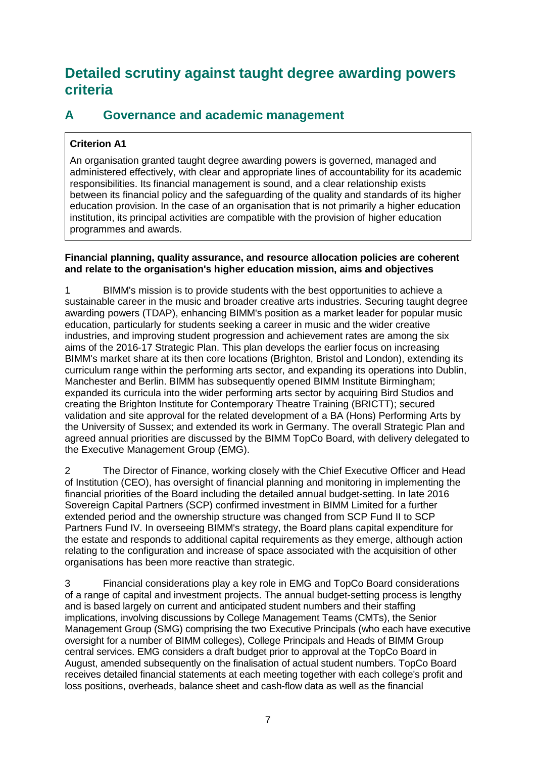# Detailed scrutiny against taught degree awarding powers criteria

## A Governance and academic management

**Criterion A1**

An organisation granted taught degree awarding powers is governed, managed and administered effectively, with clear and appropriate lines of accountability for its academic responsibilities. Its financial management is sound, and a clear relationship exists between its financial policy and the safeguarding of the quality and standards of its higher education provision. In the case of an organisation that is not primarily a higher education institution, its principal activities are compatible with the provision of higher education programmes and awards.

**Financial planning, quality assurance, and resource allocation policies are coherent and relate to the organisation's higher education mission, aims and objectives**

1 BIMM's mission is to provide students with the best opportunities to achieve a sustainable career in the music and broader creative arts industries. Securing taught degree awarding powers (TDAP), enhancing BIMM's position as a market leader for popular music education, particularly for students seeking a career in music and the wider creative industries, and improving student progression and achievement rates are among the six aims of the 2016-17 Strategic Plan. This plan develops the earlier focus on increasing BIMM's market share at its then core locations (Brighton, Bristol and London), extending its curriculum range within the performing arts sector, and expanding its operations into Dublin, Manchester and Berlin. BIMM has subsequently opened BIMM Institute Birmingham; expanded its curricula into the wider performing arts sector by acquiring Bird Studios and creating the Brighton Institute for Contemporary Theatre Training (BRICTT); secured validation and site approval for the related development of a BA (Hons) Performing Arts by the University of Sussex; and extended its work in Germany. The overall Strategic Plan and agreed annual priorities are discussed by the BIMM TopCo Board, with delivery delegated to the Executive Management Group (EMG).

2 The Director of Finance, working closely with the Chief Executive Officer and Head of Institution (CEO), has oversight of financial planning and monitoring in implementing the financial priorities of the Board including the detailed annual budget-setting. In late 2016 Sovereign Capital Partners (SCP) confirmed investment in BIMM Limited for a further extended period and the ownership structure was changed from SCP Fund II to SCP Partners Fund IV. In overseeing BIMM's strategy, the Board plans capital expenditure for the estate and responds to additional capital requirements as they emerge, although action relating to the configuration and increase of space associated with the acquisition of other organisations has been more reactive than strategic.

3 Financial considerations play a key role in EMG and TopCo Board considerations of a range of capital and investment projects. The annual budget-setting process is lengthy and is based largely on current and anticipated student numbers and their staffing implications, involving discussions by College Management Teams (CMTs), the Senior Management Group (SMG) comprising the two Executive Principals (who each have executive oversight for a number of BIMM colleges), College Principals and Heads of BIMM Group central services. EMG considers a draft budget prior to approval at the TopCo Board in August, amended subsequently on the finalisation of actual student numbers. TopCo Board receives detailed financial statements at each meeting together with each college's profit and loss positions, overheads, balance sheet and cash-flow data as well as the financial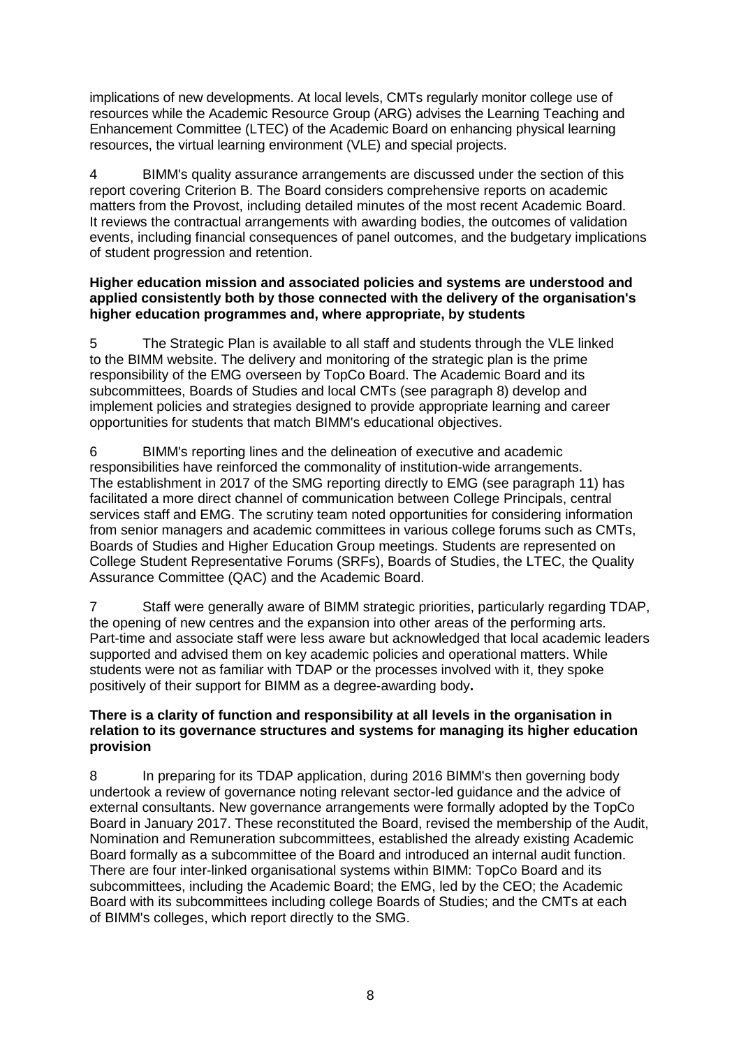implications of new developments. At local levels, CMTs regularly monitor college use of resources while the Academic Resource Group (ARG) advises the Learning Teaching and Enhancement Committee (LTEC) of the Academic Board on enhancing physical learning resources, the virtual learning environment (VLE) and special projects.

4 BIMM's quality assurance arrangements are discussed under the section of this report covering Criterion B. The Board considers comprehensive reports on academic matters from the Provost, including detailed minutes of the most recent Academic Board. It reviews the contractual arrangements with awarding bodies, the outcomes of validation events, including financial consequences of panel outcomes, and the budgetary implications of student progression and retention.

**Higher education mission and associated policies and systems are understood and applied consistently both by those connected with the delivery of the organisation's higher education programmes and, where appropriate, by students**

5 The Strategic Plan is available to all staff and students through the VLE linked to the BIMM website. The delivery and monitoring of the strategic plan is the prime responsibility of the EMG overseen by TopCo Board. The Academic Board and its subcommittees, Boards of Studies and local CMTs (see paragraph 8) develop and implement policies and strategies designed to provide appropriate learning and career opportunities for students that match BIMM's educational objectives.

6 BIMM's reporting lines and the delineation of executive and academic responsibilities have reinforced the commonality of institution-wide arrangements. The establishment in 2017 of the SMG reporting directly to EMG (see paragraph 11) has facilitated a more direct channel of communication between College Principals, central services staff and EMG. The scrutiny team noted opportunities for considering information from senior managers and academic committees in various college forums such as CMTs, Boards of Studies and Higher Education Group meetings. Students are represented on College Student Representative Forums (SRFs), Boards of Studies, the LTEC, the Quality Assurance Committee (QAC) and the Academic Board.

7 Staff were generally aware of BIMM strategic priorities, particularly regarding TDAP, the opening of new centres and the expansion into other areas of the performing arts. Part-time and associate staff were less aware but acknowledged that local academic leaders supported and advised them on key academic policies and operational matters. While students were not as familiar with TDAP or the processes involved with it, they spoke positively of their support for BIMM as a degree-awarding body.

**There is a clarity of function and responsibility at all levels in the organisation in relation to its governance structures and systems for managing its higher education provision**

8 In preparing for its TDAP application, during 2016 BIMM's then governing body undertook a review of governance noting relevant sector-led guidance and the advice of external consultants. New governance arrangements were formally adopted by the TopCo Board in January 2017. These reconstituted the Board, revised the membership of the Audit, Nomination and Remuneration subcommittees, established the already existing Academic Board formally as a subcommittee of the Board and introduced an internal audit function. There are four inter-linked organisational systems within BIMM: TopCo Board and its subcommittees, including the Academic Board; the EMG, led by the CEO; the Academic Board with its subcommittees including college Boards of Studies; and the CMTs at each of BIMM's colleges, which report directly to the SMG.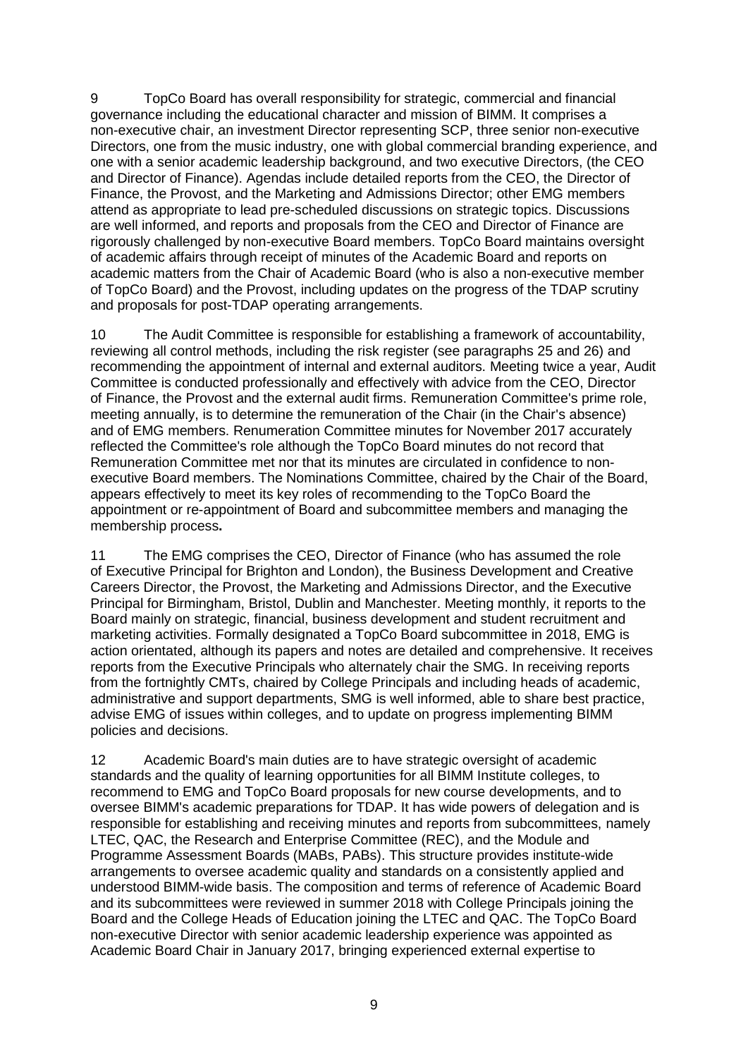9 TopCo Board has overall responsibility for strategic, commercial and financial governance including the educational character and mission of BIMM. It comprises a non-executive chair, an investment Director representing SCP, three senior non-executive Directors, one from the music industry, one with global commercial branding experience, and one with a senior academic leadership background, and two executive Directors, (the CEO and Director of Finance). Agendas include detailed reports from the CEO, the Director of Finance, the Provost, and the Marketing and Admissions Director; other EMG members attend as appropriate to lead pre-scheduled discussions on strategic topics. Discussions are well informed, and reports and proposals from the CEO and Director of Finance are rigorously challenged by non-executive Board members. TopCo Board maintains oversight of academic affairs through receipt of minutes of the Academic Board and reports on academic matters from the Chair of Academic Board (who is also a non-executive member of TopCo Board) and the Provost, including updates on the progress of the TDAP scrutiny and proposals for post-TDAP operating arrangements.

10 The Audit Committee is responsible for establishing a framework of accountability, reviewing all control methods, including the risk register (see paragraphs 25 and 26) and recommending the appointment of internal and external auditors. Meeting twice a year, Audit Committee is conducted professionally and effectively with advice from the CEO, Director of Finance, the Provost and the external audit firms. Remuneration Committee's prime role, meeting annually, is to determine the remuneration of the Chair (in the Chair's absence) and of EMG members. Renumeration Committee minutes for November 2017 accurately reflected the Committee's role although the TopCo Board minutes do not record that Remuneration Committee met nor that its minutes are circulated in confidence to non-executive Board members. The Nominations Committee, chaired by the Chair of the Board, appears effectively to meet its key roles of recommending to the TopCo Board the appointment or re-appointment of Board and subcommittee members and managing the membership process**.**

11 The EMG comprises the CEO, Director of Finance (who has assumed the role of Executive Principal for Brighton and London), the Business Development and Creative Careers Director, the Provost, the Marketing and Admissions Director, and the Executive Principal for Birmingham, Bristol, Dublin and Manchester. Meeting monthly, it reports to the Board mainly on strategic, financial, business development and student recruitment and marketing activities. Formally designated a TopCo Board subcommittee in 2018, EMG is action orientated, although its papers and notes are detailed and comprehensive. It receives reports from the Executive Principals who alternately chair the SMG. In receiving reports from the fortnightly CMTs, chaired by College Principals and including heads of academic, administrative and support departments, SMG is well informed, able to share best practice, advise EMG of issues within colleges, and to update on progress implementing BIMM policies and decisions.

12 Academic Board's main duties are to have strategic oversight of academic standards and the quality of learning opportunities for all BIMM Institute colleges, to recommend to EMG and TopCo Board proposals for new course developments, and to oversee BIMM's academic preparations for TDAP. It has wide powers of delegation and is responsible for establishing and receiving minutes and reports from subcommittees, namely LTEC, QAC, the Research and Enterprise Committee (REC), and the Module and Programme Assessment Boards (MABs, PABs). This structure provides institute-wide arrangements to oversee academic quality and standards on a consistently applied and understood BIMM-wide basis. The composition and terms of reference of Academic Board and its subcommittees were reviewed in summer 2018 with College Principals joining the Board and the College Heads of Education joining the LTEC and QAC. The TopCo Board non-executive Director with senior academic leadership experience was appointed as Academic Board Chair in January 2017, bringing experienced external expertise to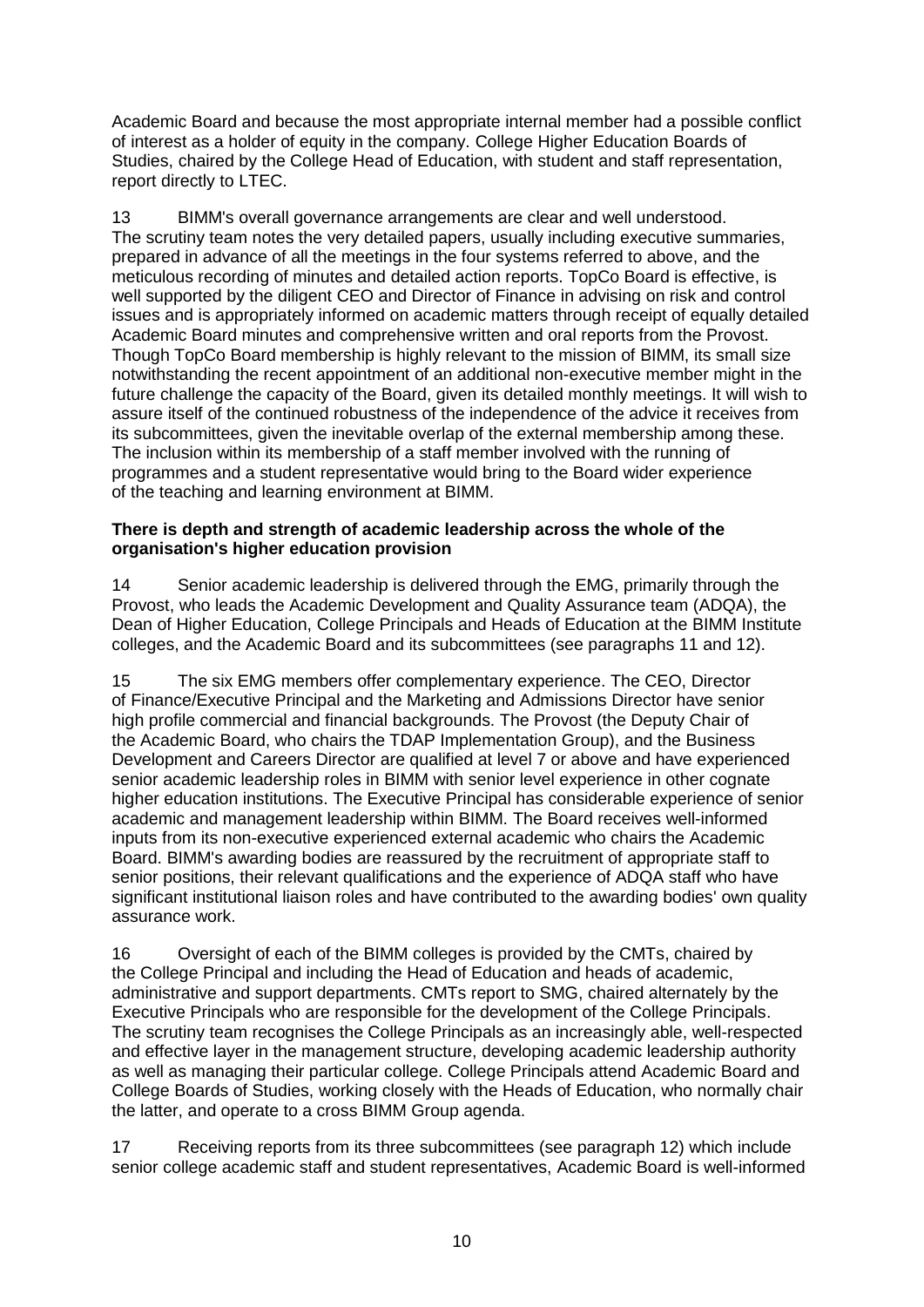Academic Board and because the most appropriate internal member had a possible conflict of interest as a holder of equity in the company. College Higher Education Boards of Studies, chaired by the College Head of Education, with student and staff representation, report directly to LTEC.

13 BIMM's overall governance arrangements are clear and well understood. The scrutiny team notes the very detailed papers, usually including executive summaries, prepared in advance of all the meetings in the four systems referred to above, and the meticulous recording of minutes and detailed action reports. TopCo Board is effective, is well supported by the diligent CEO and Director of Finance in advising on risk and control issues and is appropriately informed on academic matters through receipt of equally detailed Academic Board minutes and comprehensive written and oral reports from the Provost. Though TopCo Board membership is highly relevant to the mission of BIMM, its small size notwithstanding the recent appointment of an additional non-executive member might in the future challenge the capacity of the Board, given its detailed monthly meetings. It will wish to assure itself of the continued robustness of the independence of the advice it receives from its subcommittees, given the inevitable overlap of the external membership among these. The inclusion within its membership of a staff member involved with the running of programmes and a student representative would bring to the Board wider experience of the teaching and learning environment at BIMM.

**There is depth and strength of academic leadership across the whole of the organisation's higher education provision**

14 Senior academic leadership is delivered through the EMG, primarily through the Provost, who leads the Academic Development and Quality Assurance team (ADQA), the Dean of Higher Education, College Principals and Heads of Education at the BIMM Institute colleges, and the Academic Board and its subcommittees (see paragraphs 11 and 12).

15 The six EMG members offer complementary experience. The CEO, Director of Finance/Executive Principal and the Marketing and Admissions Director have senior high profile commercial and financial backgrounds. The Provost (the Deputy Chair of the Academic Board, who chairs the TDAP Implementation Group), and the Business Development and Careers Director are qualified at level 7 or above and have experienced senior academic leadership roles in BIMM with senior level experience in other cognate higher education institutions. The Executive Principal has considerable experience of senior academic and management leadership within BIMM. The Board receives well-informed inputs from its non-executive experienced external academic who chairs the Academic Board. BIMM's awarding bodies are reassured by the recruitment of appropriate staff to senior positions, their relevant qualifications and the experience of ADQA staff who have significant institutional liaison roles and have contributed to the awarding bodies' own quality assurance work.

16 Oversight of each of the BIMM colleges is provided by the CMTs, chaired by the College Principal and including the Head of Education and heads of academic, administrative and support departments. CMTs report to SMG, chaired alternately by the Executive Principals who are responsible for the development of the College Principals. The scrutiny team recognises the College Principals as an increasingly able, well-respected and effective layer in the management structure, developing academic leadership authority as well as managing their particular college. College Principals attend Academic Board and College Boards of Studies, working closely with the Heads of Education, who normally chair the latter, and operate to a cross BIMM Group agenda.

17 Receiving reports from its three subcommittees (see paragraph 12) which include senior college academic staff and student representatives, Academic Board is well-informed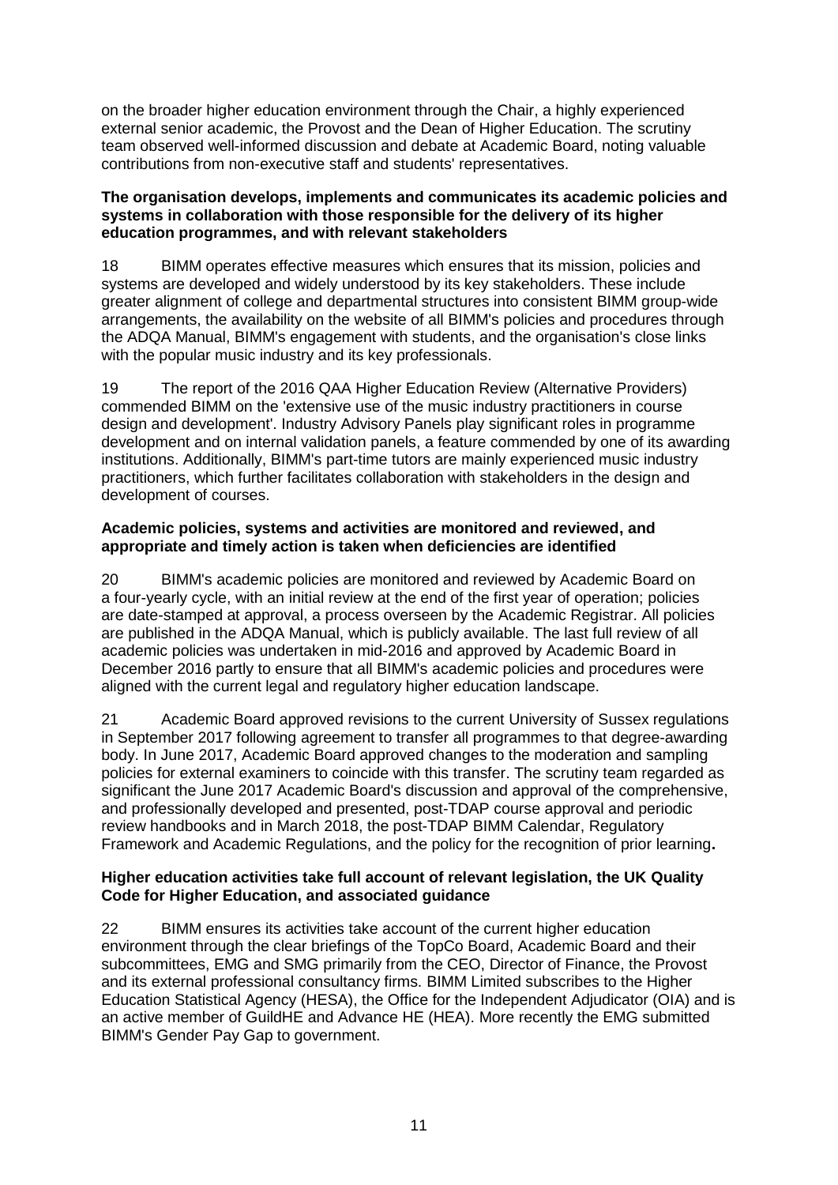on the broader higher education environment through the Chair, a highly experienced external senior academic, the Provost and the Dean of Higher Education. The scrutiny team observed well-informed discussion and debate at Academic Board, noting valuable contributions from non-executive staff and students' representatives.

**The organisation develops, implements and communicates its academic policies and systems in collaboration with those responsible for the delivery of its higher education programmes, and with relevant stakeholders**

18 BIMM operates effective measures which ensures that its mission, policies and systems are developed and widely understood by its key stakeholders. These include greater alignment of college and departmental structures into consistent BIMM group-wide arrangements, the availability on the website of all BIMM's policies and procedures through the ADQA Manual, BIMM's engagement with students, and the organisation's close links with the popular music industry and its key professionals.

19 The report of the 2016 QAA Higher Education Review (Alternative Providers) commended BIMM on the 'extensive use of the music industry practitioners in course design and development'. Industry Advisory Panels play significant roles in programme development and on internal validation panels, a feature commended by one of its awarding institutions. Additionally, BIMM's part-time tutors are mainly experienced music industry practitioners, which further facilitates collaboration with stakeholders in the design and development of courses.

**Academic policies, systems and activities are monitored and reviewed, and appropriate and timely action is taken when deficiencies are identified**

20 BIMM's academic policies are monitored and reviewed by Academic Board on a four-yearly cycle, with an initial review at the end of the first year of operation; policies are date-stamped at approval, a process overseen by the Academic Registrar. All policies are published in the ADQA Manual, which is publicly available. The last full review of all academic policies was undertaken in mid-2016 and approved by Academic Board in December 2016 partly to ensure that all BIMM's academic policies and procedures were aligned with the current legal and regulatory higher education landscape.

21 Academic Board approved revisions to the current University of Sussex regulations in September 2017 following agreement to transfer all programmes to that degree-awarding body. In June 2017, Academic Board approved changes to the moderation and sampling policies for external examiners to coincide with this transfer. The scrutiny team regarded as significant the June 2017 Academic Board's discussion and approval of the comprehensive, and professionally developed and presented, post-TDAP course approval and periodic review handbooks and in March 2018, the post-TDAP BIMM Calendar, Regulatory Framework and Academic Regulations, and the policy for the recognition of prior learning**.**

**Higher education activities take full account of relevant legislation, the UK Quality Code for Higher Education, and associated guidance**

22 BIMM ensures its activities take account of the current higher education environment through the clear briefings of the TopCo Board, Academic Board and their subcommittees, EMG and SMG primarily from the CEO, Director of Finance, the Provost and its external professional consultancy firms. BIMM Limited subscribes to the Higher Education Statistical Agency (HESA), the Office for the Independent Adjudicator (OIA) and is an active member of GuildHE and Advance HE (HEA). More recently the EMG submitted BIMM's Gender Pay Gap to government.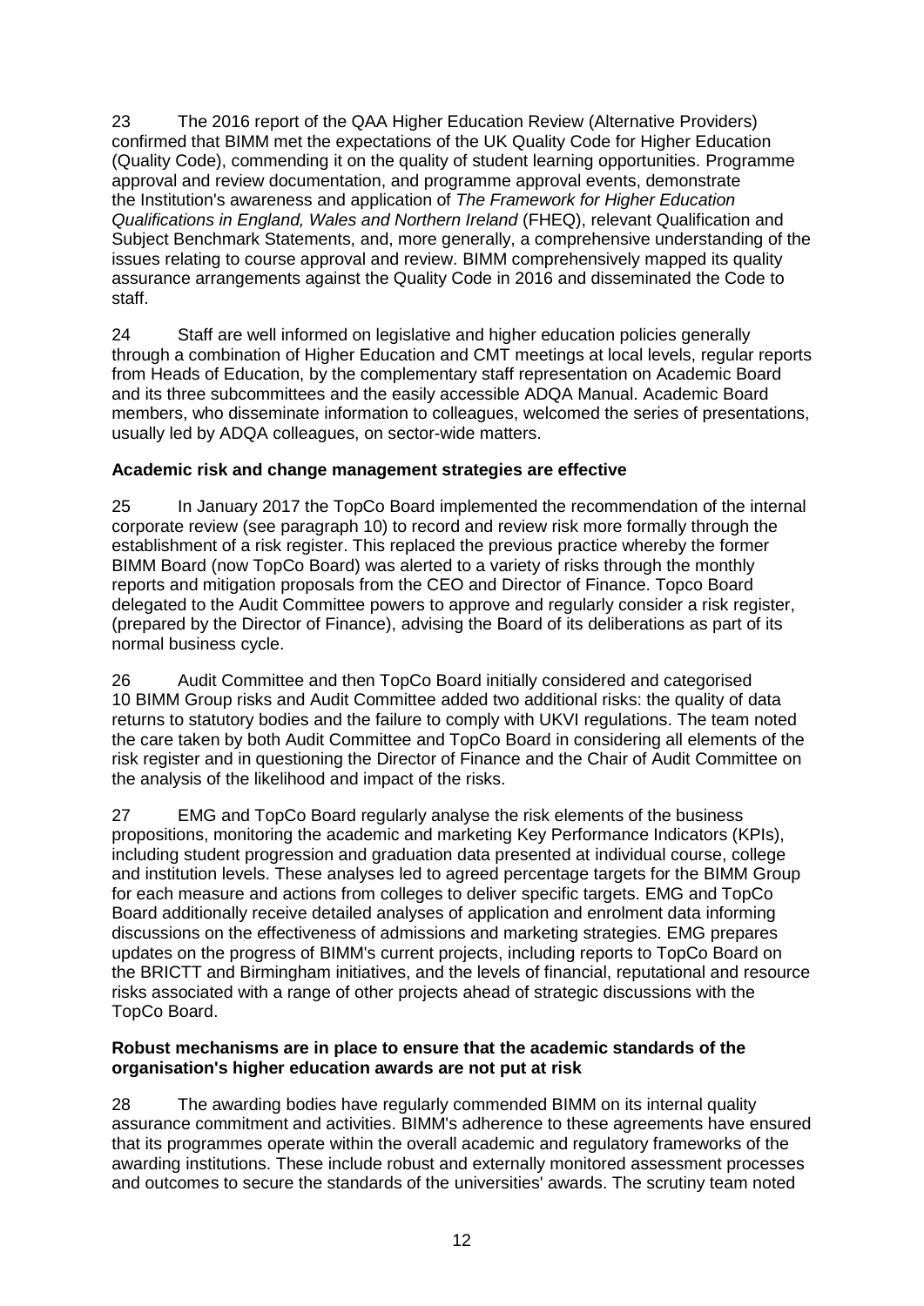23 The 2016 report of the QAA Higher Education Review (Alternative Providers) confirmed that BIMM met the expectations of the UK Quality Code for Higher Education (Quality Code), commending it on the quality of student learning opportunities. Programme approval and review documentation, and programme approval events, demonstrate the Institution's awareness and application of *The Framework for Higher Education Qualifications in England, Wales and Northern Ireland* (FHEQ), relevant Qualification and Subject Benchmark Statements, and, more generally, a comprehensive understanding of the issues relating to course approval and review. BIMM comprehensively mapped its quality assurance arrangements against the Quality Code in 2016 and disseminated the Code to staff.

24 Staff are well informed on legislative and higher education policies generally through a combination of Higher Education and CMT meetings at local levels, regular reports from Heads of Education, by the complementary staff representation on Academic Board and its three subcommittees and the easily accessible ADQA Manual. Academic Board members, who disseminate information to colleagues, welcomed the series of presentations, usually led by ADQA colleagues, on sector-wide matters.

**Academic risk and change management strategies are effective**

25 In January 2017 the TopCo Board implemented the recommendation of the internal corporate review (see paragraph 10) to record and review risk more formally through the establishment of a risk register. This replaced the previous practice whereby the former BIMM Board (now TopCo Board) was alerted to a variety of risks through the monthly reports and mitigation proposals from the CEO and Director of Finance. Topco Board delegated to the Audit Committee powers to approve and regularly consider a risk register, (prepared by the Director of Finance), advising the Board of its deliberations as part of its normal business cycle.

26 Audit Committee and then TopCo Board initially considered and categorised 10 BIMM Group risks and Audit Committee added two additional risks: the quality of data returns to statutory bodies and the failure to comply with UKVI regulations. The team noted the care taken by both Audit Committee and TopCo Board in considering all elements of the risk register and in questioning the Director of Finance and the Chair of Audit Committee on the analysis of the likelihood and impact of the risks.

27 EMG and TopCo Board regularly analyse the risk elements of the business propositions, monitoring the academic and marketing Key Performance Indicators (KPIs), including student progression and graduation data presented at individual course, college and institution levels. These analyses led to agreed percentage targets for the BIMM Group for each measure and actions from colleges to deliver specific targets. EMG and TopCo Board additionally receive detailed analyses of application and enrolment data informing discussions on the effectiveness of admissions and marketing strategies. EMG prepares updates on the progress of BIMM's current projects, including reports to TopCo Board on the BRICTT and Birmingham initiatives, and the levels of financial, reputational and resource risks associated with a range of other projects ahead of strategic discussions with the TopCo Board.

**Robust mechanisms are in place to ensure that the academic standards of the organisation's higher education awards are not put at risk**

28 The awarding bodies have regularly commended BIMM on its internal quality assurance commitment and activities. BIMM's adherence to these agreements have ensured that its programmes operate within the overall academic and regulatory frameworks of the awarding institutions. These include robust and externally monitored assessment processes and outcomes to secure the standards of the universities' awards. The scrutiny team noted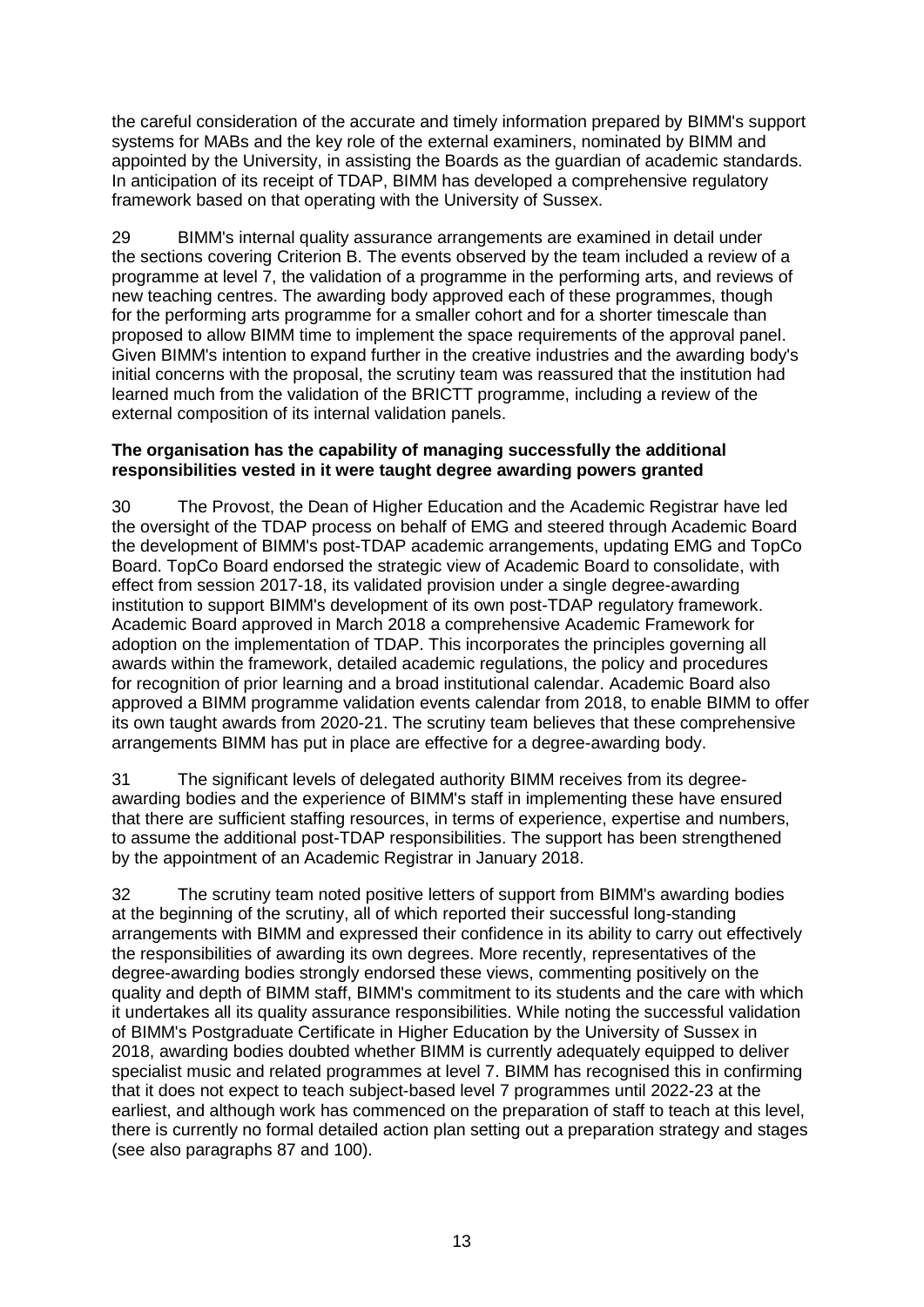the careful consideration of the accurate and timely information prepared by BIMM's support systems for MABs and the key role of the external examiners, nominated by BIMM and appointed by the University, in assisting the Boards as the guardian of academic standards. In anticipation of its receipt of TDAP, BIMM has developed a comprehensive regulatory framework based on that operating with the University of Sussex.

29 BIMM's internal quality assurance arrangements are examined in detail under the sections covering Criterion B. The events observed by the team included a review of a programme at level 7, the validation of a programme in the performing arts, and reviews of new teaching centres. The awarding body approved each of these programmes, though for the performing arts programme for a smaller cohort and for a shorter timescale than proposed to allow BIMM time to implement the space requirements of the approval panel. Given BIMM's intention to expand further in the creative industries and the awarding body's initial concerns with the proposal, the scrutiny team was reassured that the institution had learned much from the validation of the BRICTT programme, including a review of the external composition of its internal validation panels.

**The organisation has the capability of managing successfully the additional responsibilities vested in it were taught degree awarding powers granted**

30 The Provost, the Dean of Higher Education and the Academic Registrar have led the oversight of the TDAP process on behalf of EMG and steered through Academic Board the development of BIMM's post-TDAP academic arrangements, updating EMG and TopCo Board. TopCo Board endorsed the strategic view of Academic Board to consolidate, with effect from session 2017-18, its validated provision under a single degree-awarding institution to support BIMM's development of its own post-TDAP regulatory framework. Academic Board approved in March 2018 a comprehensive Academic Framework for adoption on the implementation of TDAP. This incorporates the principles governing all awards within the framework, detailed academic regulations, the policy and procedures for recognition of prior learning and a broad institutional calendar. Academic Board also approved a BIMM programme validation events calendar from 2018, to enable BIMM to offer its own taught awards from 2020-21. The scrutiny team believes that these comprehensive arrangements BIMM has put in place are effective for a degree-awarding body.

31 The significant levels of delegated authority BIMM receives from its degree-awarding bodies and the experience of BIMM's staff in implementing these have ensured that there are sufficient staffing resources, in terms of experience, expertise and numbers, to assume the additional post-TDAP responsibilities. The support has been strengthened by the appointment of an Academic Registrar in January 2018.

32 The scrutiny team noted positive letters of support from BIMM's awarding bodies at the beginning of the scrutiny, all of which reported their successful long-standing arrangements with BIMM and expressed their confidence in its ability to carry out effectively the responsibilities of awarding its own degrees. More recently, representatives of the degree-awarding bodies strongly endorsed these views, commenting positively on the quality and depth of BIMM staff, BIMM's commitment to its students and the care with which it undertakes all its quality assurance responsibilities. While noting the successful validation of BIMM's Postgraduate Certificate in Higher Education by the University of Sussex in 2018, awarding bodies doubted whether BIMM is currently adequately equipped to deliver specialist music and related programmes at level 7. BIMM has recognised this in confirming that it does not expect to teach subject-based level 7 programmes until 2022-23 at the earliest, and although work has commenced on the preparation of staff to teach at this level, there is currently no formal detailed action plan setting out a preparation strategy and stages (see also paragraphs 87 and 100).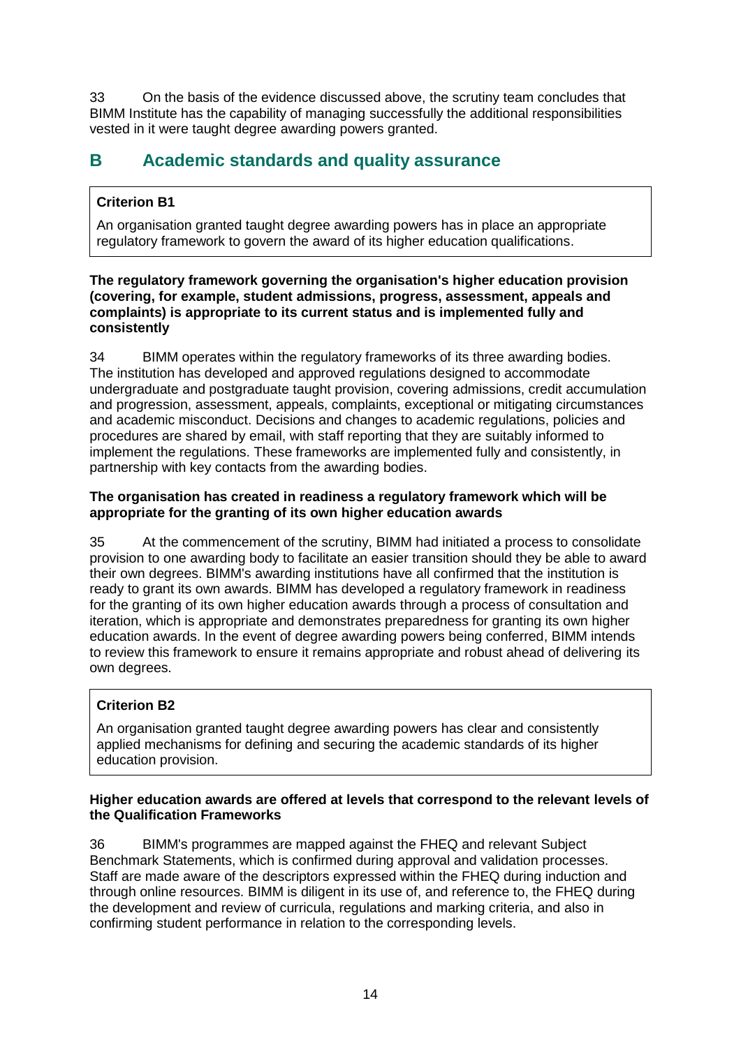33 On the basis of the evidence discussed above, the scrutiny team concludes that BIMM Institute has the capability of managing successfully the additional responsibilities vested in it were taught degree awarding powers granted.

## B Academic standards and quality assurance

> **Criterion B1**
>
> An organisation granted taught degree awarding powers has in place an appropriate regulatory framework to govern the award of its higher education qualifications.

**The regulatory framework governing the organisation's higher education provision (covering, for example, student admissions, progress, assessment, appeals and complaints) is appropriate to its current status and is implemented fully and consistently**

34 BIMM operates within the regulatory frameworks of its three awarding bodies. The institution has developed and approved regulations designed to accommodate undergraduate and postgraduate taught provision, covering admissions, credit accumulation and progression, assessment, appeals, complaints, exceptional or mitigating circumstances and academic misconduct. Decisions and changes to academic regulations, policies and procedures are shared by email, with staff reporting that they are suitably informed to implement the regulations. These frameworks are implemented fully and consistently, in partnership with key contacts from the awarding bodies.

**The organisation has created in readiness a regulatory framework which will be appropriate for the granting of its own higher education awards**

35 At the commencement of the scrutiny, BIMM had initiated a process to consolidate provision to one awarding body to facilitate an easier transition should they be able to award their own degrees. BIMM's awarding institutions have all confirmed that the institution is ready to grant its own awards. BIMM has developed a regulatory framework in readiness for the granting of its own higher education awards through a process of consultation and iteration, which is appropriate and demonstrates preparedness for granting its own higher education awards. In the event of degree awarding powers being conferred, BIMM intends to review this framework to ensure it remains appropriate and robust ahead of delivering its own degrees.

> **Criterion B2**
>
> An organisation granted taught degree awarding powers has clear and consistently applied mechanisms for defining and securing the academic standards of its higher education provision.

**Higher education awards are offered at levels that correspond to the relevant levels of the Qualification Frameworks**

36 BIMM's programmes are mapped against the FHEQ and relevant Subject Benchmark Statements, which is confirmed during approval and validation processes. Staff are made aware of the descriptors expressed within the FHEQ during induction and through online resources. BIMM is diligent in its use of, and reference to, the FHEQ during the development and review of curricula, regulations and marking criteria, and also in confirming student performance in relation to the corresponding levels.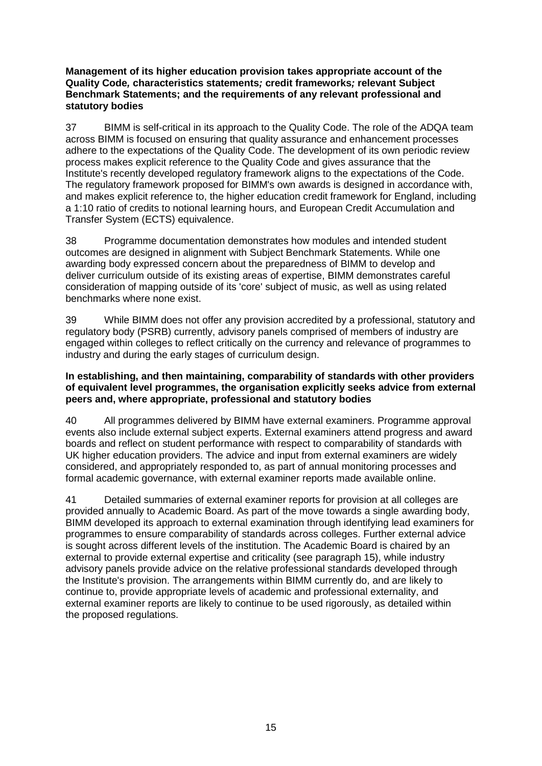**Management of its higher education provision takes appropriate account of the Quality Code*,* characteristics statements*;* credit frameworks*;* relevant Subject Benchmark Statements; and the requirements of any relevant professional and statutory bodies**

37 BIMM is self-critical in its approach to the Quality Code. The role of the ADQA team across BIMM is focused on ensuring that quality assurance and enhancement processes adhere to the expectations of the Quality Code. The development of its own periodic review process makes explicit reference to the Quality Code and gives assurance that the Institute's recently developed regulatory framework aligns to the expectations of the Code. The regulatory framework proposed for BIMM's own awards is designed in accordance with, and makes explicit reference to, the higher education credit framework for England, including a 1:10 ratio of credits to notional learning hours, and European Credit Accumulation and Transfer System (ECTS) equivalence.

38 Programme documentation demonstrates how modules and intended student outcomes are designed in alignment with Subject Benchmark Statements. While one awarding body expressed concern about the preparedness of BIMM to develop and deliver curriculum outside of its existing areas of expertise, BIMM demonstrates careful consideration of mapping outside of its 'core' subject of music, as well as using related benchmarks where none exist.

39 While BIMM does not offer any provision accredited by a professional, statutory and regulatory body (PSRB) currently, advisory panels comprised of members of industry are engaged within colleges to reflect critically on the currency and relevance of programmes to industry and during the early stages of curriculum design.

**In establishing, and then maintaining, comparability of standards with other providers of equivalent level programmes, the organisation explicitly seeks advice from external peers and, where appropriate, professional and statutory bodies**

40 All programmes delivered by BIMM have external examiners. Programme approval events also include external subject experts. External examiners attend progress and award boards and reflect on student performance with respect to comparability of standards with UK higher education providers. The advice and input from external examiners are widely considered, and appropriately responded to, as part of annual monitoring processes and formal academic governance, with external examiner reports made available online.

41 Detailed summaries of external examiner reports for provision at all colleges are provided annually to Academic Board. As part of the move towards a single awarding body, BIMM developed its approach to external examination through identifying lead examiners for programmes to ensure comparability of standards across colleges. Further external advice is sought across different levels of the institution. The Academic Board is chaired by an external to provide external expertise and criticality (see paragraph 15), while industry advisory panels provide advice on the relative professional standards developed through the Institute's provision. The arrangements within BIMM currently do, and are likely to continue to, provide appropriate levels of academic and professional externality, and external examiner reports are likely to continue to be used rigorously, as detailed within the proposed regulations.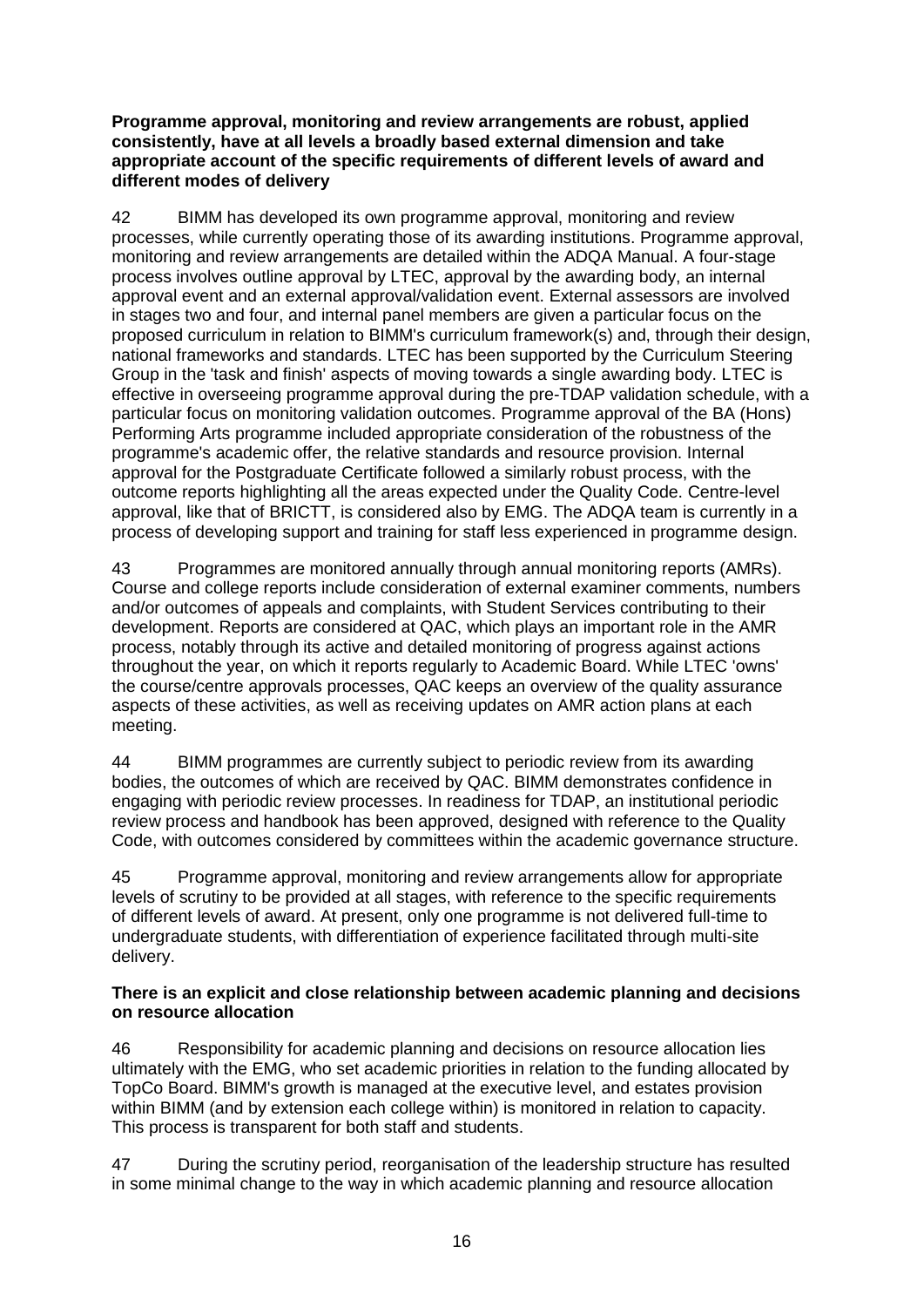**Programme approval, monitoring and review arrangements are robust, applied consistently, have at all levels a broadly based external dimension and take appropriate account of the specific requirements of different levels of award and different modes of delivery**

42 BIMM has developed its own programme approval, monitoring and review processes, while currently operating those of its awarding institutions. Programme approval, monitoring and review arrangements are detailed within the ADQA Manual. A four-stage process involves outline approval by LTEC, approval by the awarding body, an internal approval event and an external approval/validation event. External assessors are involved in stages two and four, and internal panel members are given a particular focus on the proposed curriculum in relation to BIMM's curriculum framework(s) and, through their design, national frameworks and standards. LTEC has been supported by the Curriculum Steering Group in the 'task and finish' aspects of moving towards a single awarding body. LTEC is effective in overseeing programme approval during the pre-TDAP validation schedule, with a particular focus on monitoring validation outcomes. Programme approval of the BA (Hons) Performing Arts programme included appropriate consideration of the robustness of the programme's academic offer, the relative standards and resource provision. Internal approval for the Postgraduate Certificate followed a similarly robust process, with the outcome reports highlighting all the areas expected under the Quality Code. Centre-level approval, like that of BRICTT, is considered also by EMG. The ADQA team is currently in a process of developing support and training for staff less experienced in programme design.

43 Programmes are monitored annually through annual monitoring reports (AMRs). Course and college reports include consideration of external examiner comments, numbers and/or outcomes of appeals and complaints, with Student Services contributing to their development. Reports are considered at QAC, which plays an important role in the AMR process, notably through its active and detailed monitoring of progress against actions throughout the year, on which it reports regularly to Academic Board. While LTEC 'owns' the course/centre approvals processes, QAC keeps an overview of the quality assurance aspects of these activities, as well as receiving updates on AMR action plans at each meeting.

44 BIMM programmes are currently subject to periodic review from its awarding bodies, the outcomes of which are received by QAC. BIMM demonstrates confidence in engaging with periodic review processes. In readiness for TDAP, an institutional periodic review process and handbook has been approved, designed with reference to the Quality Code, with outcomes considered by committees within the academic governance structure.

45 Programme approval, monitoring and review arrangements allow for appropriate levels of scrutiny to be provided at all stages, with reference to the specific requirements of different levels of award. At present, only one programme is not delivered full-time to undergraduate students, with differentiation of experience facilitated through multi-site delivery.

**There is an explicit and close relationship between academic planning and decisions on resource allocation**

46 Responsibility for academic planning and decisions on resource allocation lies ultimately with the EMG, who set academic priorities in relation to the funding allocated by TopCo Board. BIMM's growth is managed at the executive level, and estates provision within BIMM (and by extension each college within) is monitored in relation to capacity. This process is transparent for both staff and students.

47 During the scrutiny period, reorganisation of the leadership structure has resulted in some minimal change to the way in which academic planning and resource allocation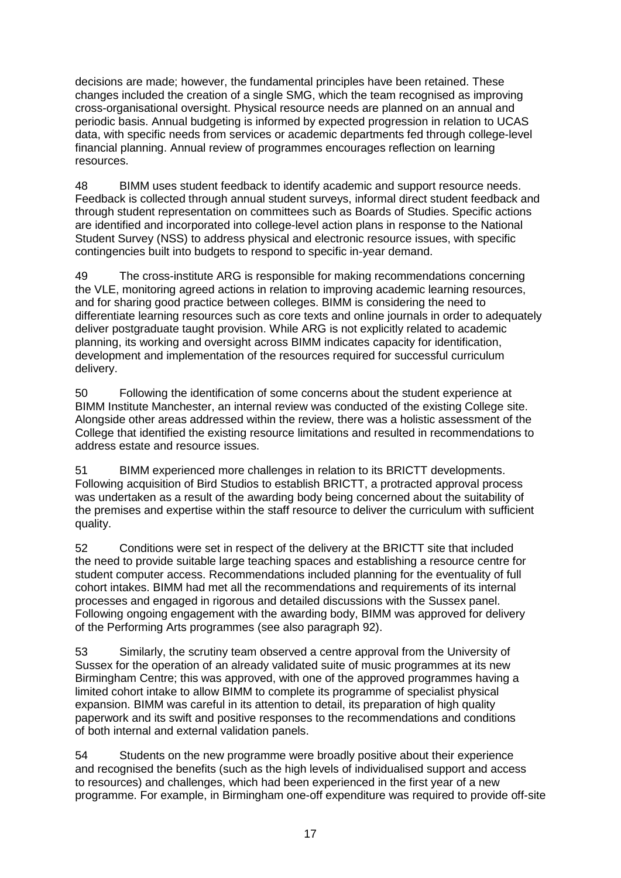decisions are made; however, the fundamental principles have been retained. These changes included the creation of a single SMG, which the team recognised as improving cross-organisational oversight. Physical resource needs are planned on an annual and periodic basis. Annual budgeting is informed by expected progression in relation to UCAS data, with specific needs from services or academic departments fed through college-level financial planning. Annual review of programmes encourages reflection on learning resources.

48 BIMM uses student feedback to identify academic and support resource needs. Feedback is collected through annual student surveys, informal direct student feedback and through student representation on committees such as Boards of Studies. Specific actions are identified and incorporated into college-level action plans in response to the National Student Survey (NSS) to address physical and electronic resource issues, with specific contingencies built into budgets to respond to specific in-year demand.

49 The cross-institute ARG is responsible for making recommendations concerning the VLE, monitoring agreed actions in relation to improving academic learning resources, and for sharing good practice between colleges. BIMM is considering the need to differentiate learning resources such as core texts and online journals in order to adequately deliver postgraduate taught provision. While ARG is not explicitly related to academic planning, its working and oversight across BIMM indicates capacity for identification, development and implementation of the resources required for successful curriculum delivery.

50 Following the identification of some concerns about the student experience at BIMM Institute Manchester, an internal review was conducted of the existing College site. Alongside other areas addressed within the review, there was a holistic assessment of the College that identified the existing resource limitations and resulted in recommendations to address estate and resource issues.

51 BIMM experienced more challenges in relation to its BRICTT developments. Following acquisition of Bird Studios to establish BRICTT, a protracted approval process was undertaken as a result of the awarding body being concerned about the suitability of the premises and expertise within the staff resource to deliver the curriculum with sufficient quality.

52 Conditions were set in respect of the delivery at the BRICTT site that included the need to provide suitable large teaching spaces and establishing a resource centre for student computer access. Recommendations included planning for the eventuality of full cohort intakes. BIMM had met all the recommendations and requirements of its internal processes and engaged in rigorous and detailed discussions with the Sussex panel. Following ongoing engagement with the awarding body, BIMM was approved for delivery of the Performing Arts programmes (see also paragraph 92).

53 Similarly, the scrutiny team observed a centre approval from the University of Sussex for the operation of an already validated suite of music programmes at its new Birmingham Centre; this was approved, with one of the approved programmes having a limited cohort intake to allow BIMM to complete its programme of specialist physical expansion. BIMM was careful in its attention to detail, its preparation of high quality paperwork and its swift and positive responses to the recommendations and conditions of both internal and external validation panels.

54 Students on the new programme were broadly positive about their experience and recognised the benefits (such as the high levels of individualised support and access to resources) and challenges, which had been experienced in the first year of a new programme. For example, in Birmingham one-off expenditure was required to provide off-site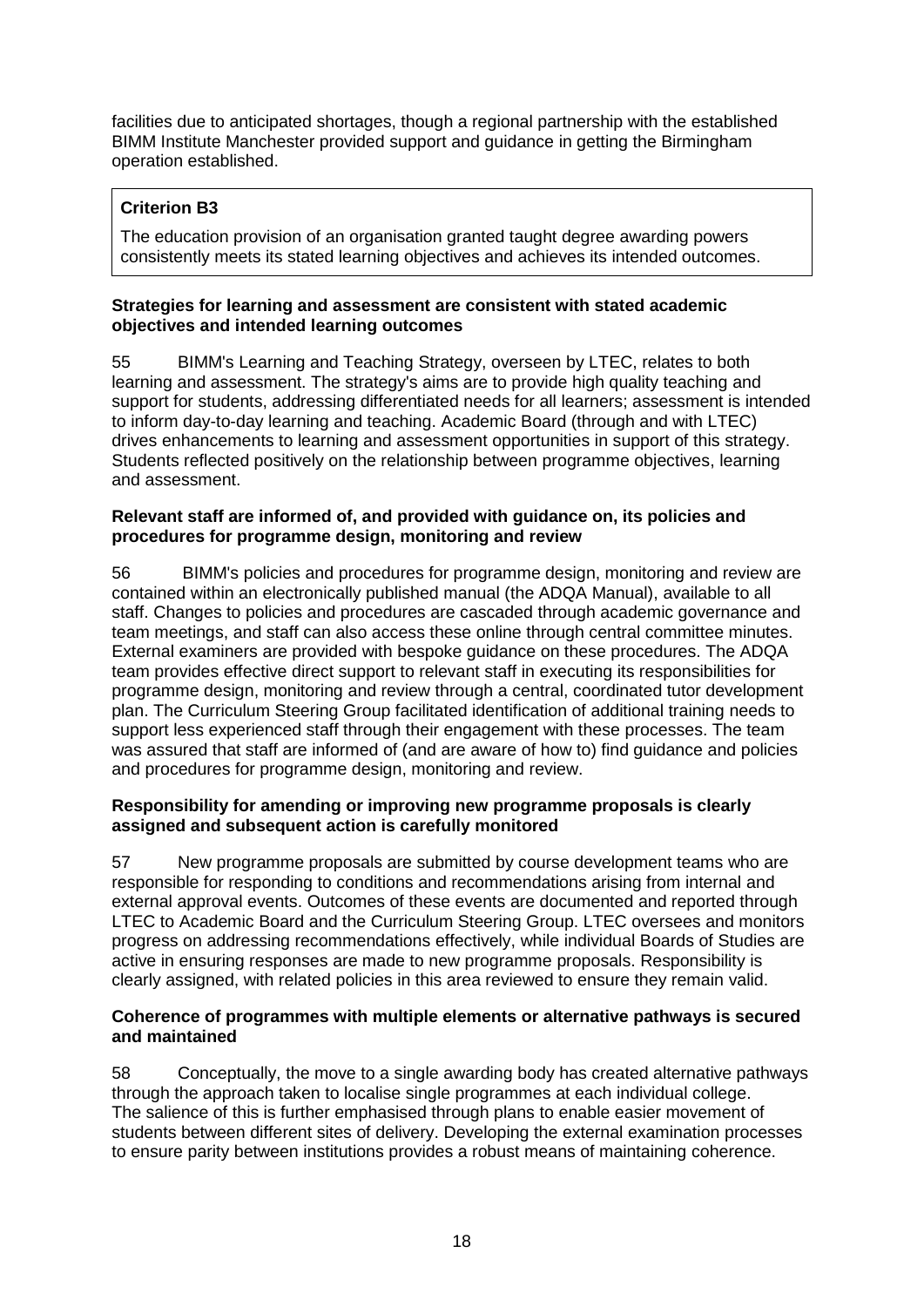facilities due to anticipated shortages, though a regional partnership with the established BIMM Institute Manchester provided support and guidance in getting the Birmingham operation established.

**Criterion B3**

The education provision of an organisation granted taught degree awarding powers consistently meets its stated learning objectives and achieves its intended outcomes.

**Strategies for learning and assessment are consistent with stated academic objectives and intended learning outcomes**

55 BIMM's Learning and Teaching Strategy, overseen by LTEC, relates to both learning and assessment. The strategy's aims are to provide high quality teaching and support for students, addressing differentiated needs for all learners; assessment is intended to inform day-to-day learning and teaching. Academic Board (through and with LTEC) drives enhancements to learning and assessment opportunities in support of this strategy. Students reflected positively on the relationship between programme objectives, learning and assessment.

**Relevant staff are informed of, and provided with guidance on, its policies and procedures for programme design, monitoring and review**

56 BIMM's policies and procedures for programme design, monitoring and review are contained within an electronically published manual (the ADQA Manual), available to all staff. Changes to policies and procedures are cascaded through academic governance and team meetings, and staff can also access these online through central committee minutes. External examiners are provided with bespoke guidance on these procedures. The ADQA team provides effective direct support to relevant staff in executing its responsibilities for programme design, monitoring and review through a central, coordinated tutor development plan. The Curriculum Steering Group facilitated identification of additional training needs to support less experienced staff through their engagement with these processes. The team was assured that staff are informed of (and are aware of how to) find guidance and policies and procedures for programme design, monitoring and review.

**Responsibility for amending or improving new programme proposals is clearly assigned and subsequent action is carefully monitored**

57 New programme proposals are submitted by course development teams who are responsible for responding to conditions and recommendations arising from internal and external approval events. Outcomes of these events are documented and reported through LTEC to Academic Board and the Curriculum Steering Group. LTEC oversees and monitors progress on addressing recommendations effectively, while individual Boards of Studies are active in ensuring responses are made to new programme proposals. Responsibility is clearly assigned, with related policies in this area reviewed to ensure they remain valid.

**Coherence of programmes with multiple elements or alternative pathways is secured and maintained**

58 Conceptually, the move to a single awarding body has created alternative pathways through the approach taken to localise single programmes at each individual college. The salience of this is further emphasised through plans to enable easier movement of students between different sites of delivery. Developing the external examination processes to ensure parity between institutions provides a robust means of maintaining coherence.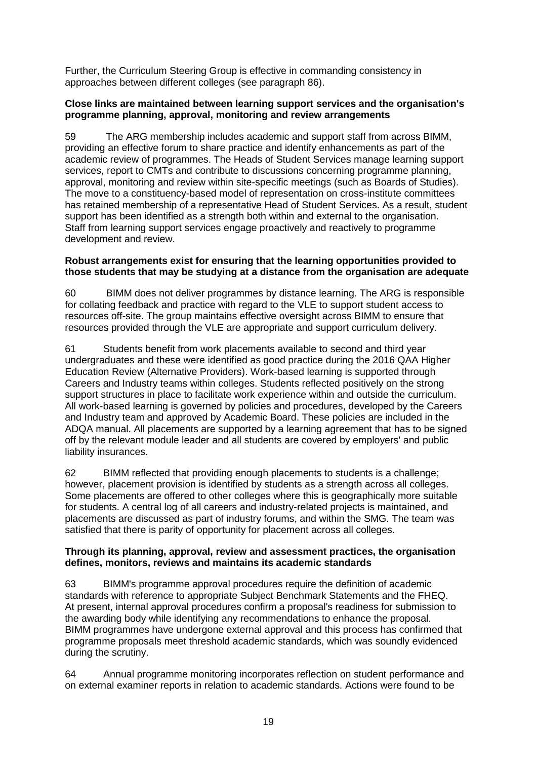Further, the Curriculum Steering Group is effective in commanding consistency in approaches between different colleges (see paragraph 86).

**Close links are maintained between learning support services and the organisation's programme planning, approval, monitoring and review arrangements**

59 The ARG membership includes academic and support staff from across BIMM, providing an effective forum to share practice and identify enhancements as part of the academic review of programmes. The Heads of Student Services manage learning support services, report to CMTs and contribute to discussions concerning programme planning, approval, monitoring and review within site-specific meetings (such as Boards of Studies). The move to a constituency-based model of representation on cross-institute committees has retained membership of a representative Head of Student Services. As a result, student support has been identified as a strength both within and external to the organisation. Staff from learning support services engage proactively and reactively to programme development and review.

**Robust arrangements exist for ensuring that the learning opportunities provided to those students that may be studying at a distance from the organisation are adequate**

60 BIMM does not deliver programmes by distance learning. The ARG is responsible for collating feedback and practice with regard to the VLE to support student access to resources off-site. The group maintains effective oversight across BIMM to ensure that resources provided through the VLE are appropriate and support curriculum delivery.

61 Students benefit from work placements available to second and third year undergraduates and these were identified as good practice during the 2016 QAA Higher Education Review (Alternative Providers). Work-based learning is supported through Careers and Industry teams within colleges. Students reflected positively on the strong support structures in place to facilitate work experience within and outside the curriculum. All work-based learning is governed by policies and procedures, developed by the Careers and Industry team and approved by Academic Board. These policies are included in the ADQA manual. All placements are supported by a learning agreement that has to be signed off by the relevant module leader and all students are covered by employers' and public liability insurances.

62 BIMM reflected that providing enough placements to students is a challenge; however, placement provision is identified by students as a strength across all colleges. Some placements are offered to other colleges where this is geographically more suitable for students. A central log of all careers and industry-related projects is maintained, and placements are discussed as part of industry forums, and within the SMG. The team was satisfied that there is parity of opportunity for placement across all colleges.

**Through its planning, approval, review and assessment practices, the organisation defines, monitors, reviews and maintains its academic standards**

63 BIMM's programme approval procedures require the definition of academic standards with reference to appropriate Subject Benchmark Statements and the FHEQ. At present, internal approval procedures confirm a proposal's readiness for submission to the awarding body while identifying any recommendations to enhance the proposal. BIMM programmes have undergone external approval and this process has confirmed that programme proposals meet threshold academic standards, which was soundly evidenced during the scrutiny.

64 Annual programme monitoring incorporates reflection on student performance and on external examiner reports in relation to academic standards. Actions were found to be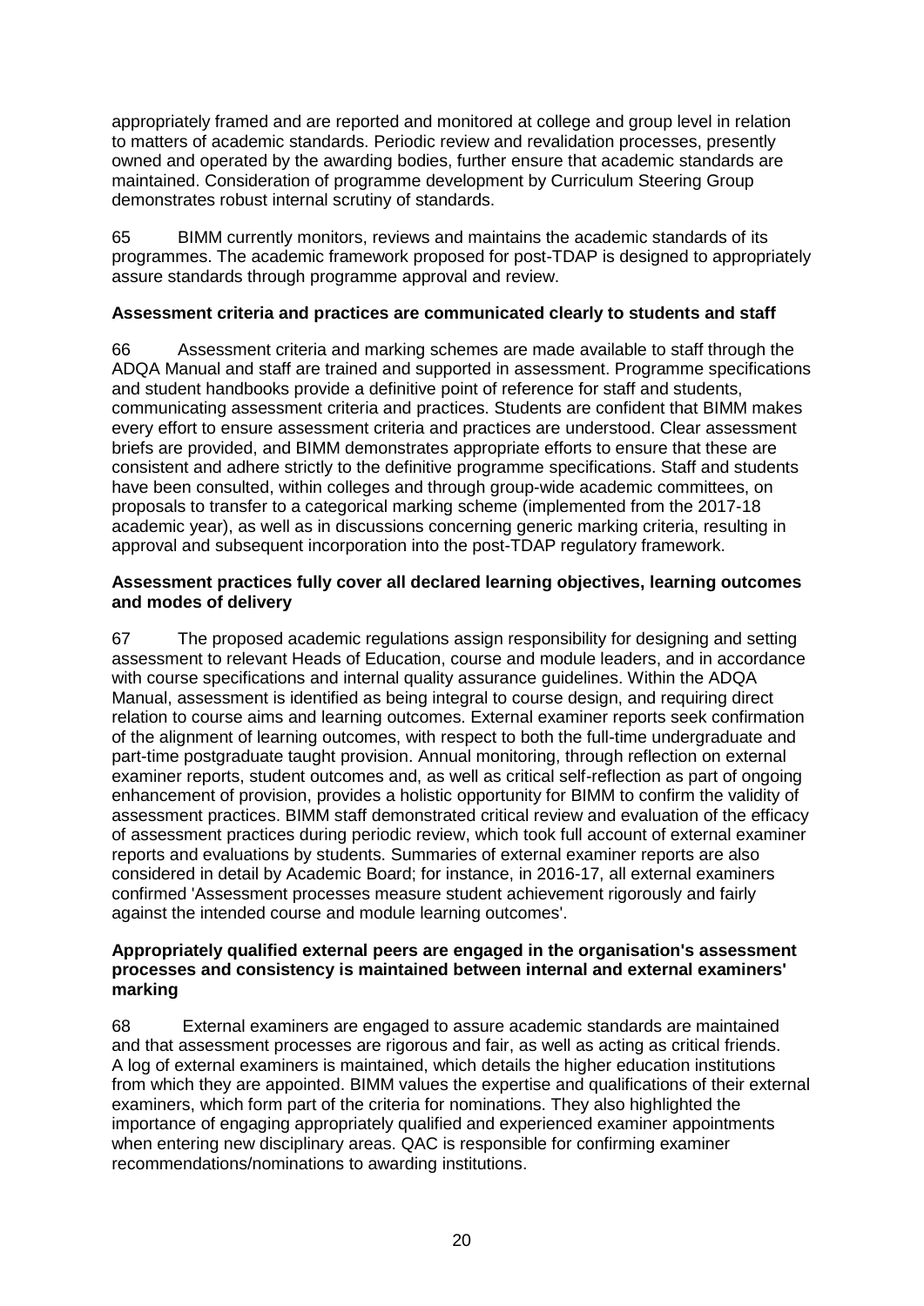appropriately framed and are reported and monitored at college and group level in relation to matters of academic standards. Periodic review and revalidation processes, presently owned and operated by the awarding bodies, further ensure that academic standards are maintained. Consideration of programme development by Curriculum Steering Group demonstrates robust internal scrutiny of standards.

65 BIMM currently monitors, reviews and maintains the academic standards of its programmes. The academic framework proposed for post-TDAP is designed to appropriately assure standards through programme approval and review.

**Assessment criteria and practices are communicated clearly to students and staff**

66 Assessment criteria and marking schemes are made available to staff through the ADQA Manual and staff are trained and supported in assessment. Programme specifications and student handbooks provide a definitive point of reference for staff and students, communicating assessment criteria and practices. Students are confident that BIMM makes every effort to ensure assessment criteria and practices are understood. Clear assessment briefs are provided, and BIMM demonstrates appropriate efforts to ensure that these are consistent and adhere strictly to the definitive programme specifications. Staff and students have been consulted, within colleges and through group-wide academic committees, on proposals to transfer to a categorical marking scheme (implemented from the 2017-18 academic year), as well as in discussions concerning generic marking criteria, resulting in approval and subsequent incorporation into the post-TDAP regulatory framework.

**Assessment practices fully cover all declared learning objectives, learning outcomes and modes of delivery**

67 The proposed academic regulations assign responsibility for designing and setting assessment to relevant Heads of Education, course and module leaders, and in accordance with course specifications and internal quality assurance guidelines. Within the ADQA Manual, assessment is identified as being integral to course design, and requiring direct relation to course aims and learning outcomes. External examiner reports seek confirmation of the alignment of learning outcomes, with respect to both the full-time undergraduate and part-time postgraduate taught provision. Annual monitoring, through reflection on external examiner reports, student outcomes and, as well as critical self-reflection as part of ongoing enhancement of provision, provides a holistic opportunity for BIMM to confirm the validity of assessment practices. BIMM staff demonstrated critical review and evaluation of the efficacy of assessment practices during periodic review, which took full account of external examiner reports and evaluations by students. Summaries of external examiner reports are also considered in detail by Academic Board; for instance, in 2016-17, all external examiners confirmed 'Assessment processes measure student achievement rigorously and fairly against the intended course and module learning outcomes'.

**Appropriately qualified external peers are engaged in the organisation's assessment processes and consistency is maintained between internal and external examiners' marking**

68 External examiners are engaged to assure academic standards are maintained and that assessment processes are rigorous and fair, as well as acting as critical friends. A log of external examiners is maintained, which details the higher education institutions from which they are appointed. BIMM values the expertise and qualifications of their external examiners, which form part of the criteria for nominations. They also highlighted the importance of engaging appropriately qualified and experienced examiner appointments when entering new disciplinary areas. QAC is responsible for confirming examiner recommendations/nominations to awarding institutions.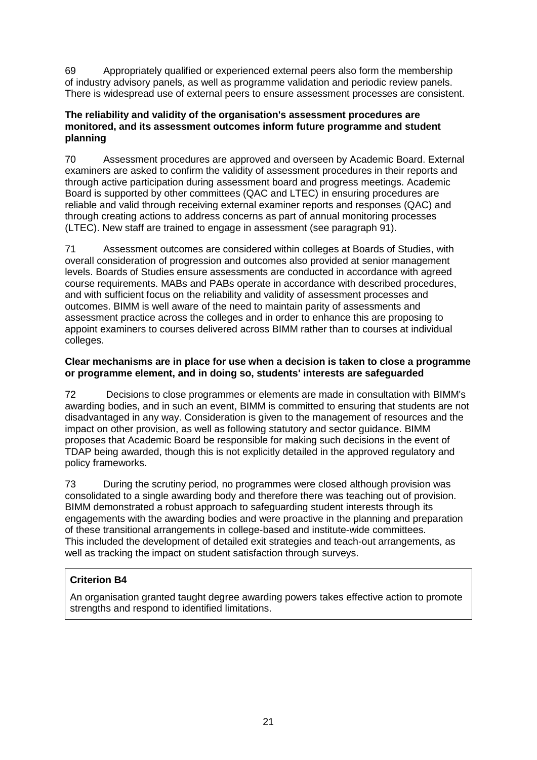69 Appropriately qualified or experienced external peers also form the membership of industry advisory panels, as well as programme validation and periodic review panels. There is widespread use of external peers to ensure assessment processes are consistent.

**The reliability and validity of the organisation's assessment procedures are monitored, and its assessment outcomes inform future programme and student planning**

70 Assessment procedures are approved and overseen by Academic Board. External examiners are asked to confirm the validity of assessment procedures in their reports and through active participation during assessment board and progress meetings. Academic Board is supported by other committees (QAC and LTEC) in ensuring procedures are reliable and valid through receiving external examiner reports and responses (QAC) and through creating actions to address concerns as part of annual monitoring processes (LTEC). New staff are trained to engage in assessment (see paragraph 91).

71 Assessment outcomes are considered within colleges at Boards of Studies, with overall consideration of progression and outcomes also provided at senior management levels. Boards of Studies ensure assessments are conducted in accordance with agreed course requirements. MABs and PABs operate in accordance with described procedures, and with sufficient focus on the reliability and validity of assessment processes and outcomes. BIMM is well aware of the need to maintain parity of assessments and assessment practice across the colleges and in order to enhance this are proposing to appoint examiners to courses delivered across BIMM rather than to courses at individual colleges.

**Clear mechanisms are in place for use when a decision is taken to close a programme or programme element, and in doing so, students' interests are safeguarded**

72 Decisions to close programmes or elements are made in consultation with BIMM's awarding bodies, and in such an event, BIMM is committed to ensuring that students are not disadvantaged in any way. Consideration is given to the management of resources and the impact on other provision, as well as following statutory and sector guidance. BIMM proposes that Academic Board be responsible for making such decisions in the event of TDAP being awarded, though this is not explicitly detailed in the approved regulatory and policy frameworks.

73 During the scrutiny period, no programmes were closed although provision was consolidated to a single awarding body and therefore there was teaching out of provision. BIMM demonstrated a robust approach to safeguarding student interests through its engagements with the awarding bodies and were proactive in the planning and preparation of these transitional arrangements in college-based and institute-wide committees. This included the development of detailed exit strategies and teach-out arrangements, as well as tracking the impact on student satisfaction through surveys.

**Criterion B4**

An organisation granted taught degree awarding powers takes effective action to promote strengths and respond to identified limitations.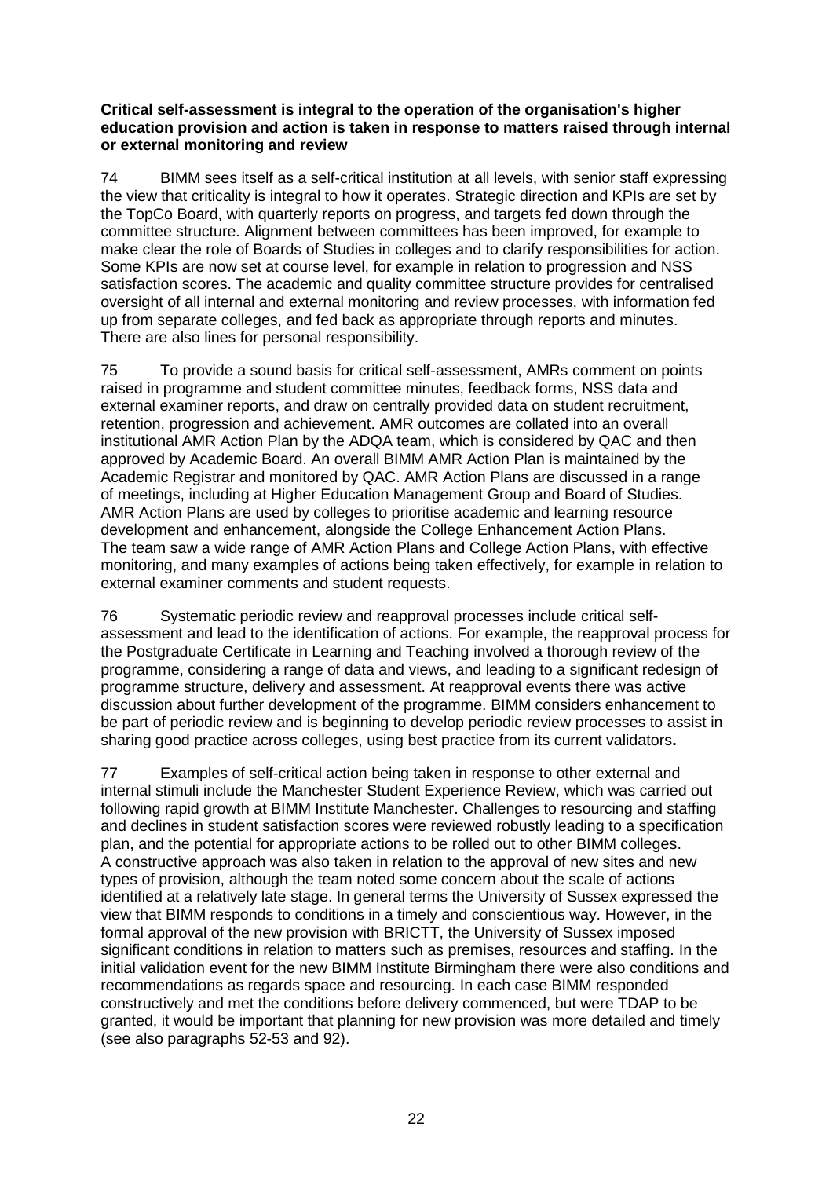**Critical self-assessment is integral to the operation of the organisation's higher education provision and action is taken in response to matters raised through internal or external monitoring and review**

74 BIMM sees itself as a self-critical institution at all levels, with senior staff expressing the view that criticality is integral to how it operates. Strategic direction and KPIs are set by the TopCo Board, with quarterly reports on progress, and targets fed down through the committee structure. Alignment between committees has been improved, for example to make clear the role of Boards of Studies in colleges and to clarify responsibilities for action. Some KPIs are now set at course level, for example in relation to progression and NSS satisfaction scores. The academic and quality committee structure provides for centralised oversight of all internal and external monitoring and review processes, with information fed up from separate colleges, and fed back as appropriate through reports and minutes. There are also lines for personal responsibility.

75 To provide a sound basis for critical self-assessment, AMRs comment on points raised in programme and student committee minutes, feedback forms, NSS data and external examiner reports, and draw on centrally provided data on student recruitment, retention, progression and achievement. AMR outcomes are collated into an overall institutional AMR Action Plan by the ADQA team, which is considered by QAC and then approved by Academic Board. An overall BIMM AMR Action Plan is maintained by the Academic Registrar and monitored by QAC. AMR Action Plans are discussed in a range of meetings, including at Higher Education Management Group and Board of Studies. AMR Action Plans are used by colleges to prioritise academic and learning resource development and enhancement, alongside the College Enhancement Action Plans. The team saw a wide range of AMR Action Plans and College Action Plans, with effective monitoring, and many examples of actions being taken effectively, for example in relation to external examiner comments and student requests.

76 Systematic periodic review and reapproval processes include critical self-assessment and lead to the identification of actions. For example, the reapproval process for the Postgraduate Certificate in Learning and Teaching involved a thorough review of the programme, considering a range of data and views, and leading to a significant redesign of programme structure, delivery and assessment. At reapproval events there was active discussion about further development of the programme. BIMM considers enhancement to be part of periodic review and is beginning to develop periodic review processes to assist in sharing good practice across colleges, using best practice from its current validators**.**

77 Examples of self-critical action being taken in response to other external and internal stimuli include the Manchester Student Experience Review, which was carried out following rapid growth at BIMM Institute Manchester. Challenges to resourcing and staffing and declines in student satisfaction scores were reviewed robustly leading to a specification plan, and the potential for appropriate actions to be rolled out to other BIMM colleges. A constructive approach was also taken in relation to the approval of new sites and new types of provision, although the team noted some concern about the scale of actions identified at a relatively late stage. In general terms the University of Sussex expressed the view that BIMM responds to conditions in a timely and conscientious way. However, in the formal approval of the new provision with BRICTT, the University of Sussex imposed significant conditions in relation to matters such as premises, resources and staffing. In the initial validation event for the new BIMM Institute Birmingham there were also conditions and recommendations as regards space and resourcing. In each case BIMM responded constructively and met the conditions before delivery commenced, but were TDAP to be granted, it would be important that planning for new provision was more detailed and timely (see also paragraphs 52-53 and 92).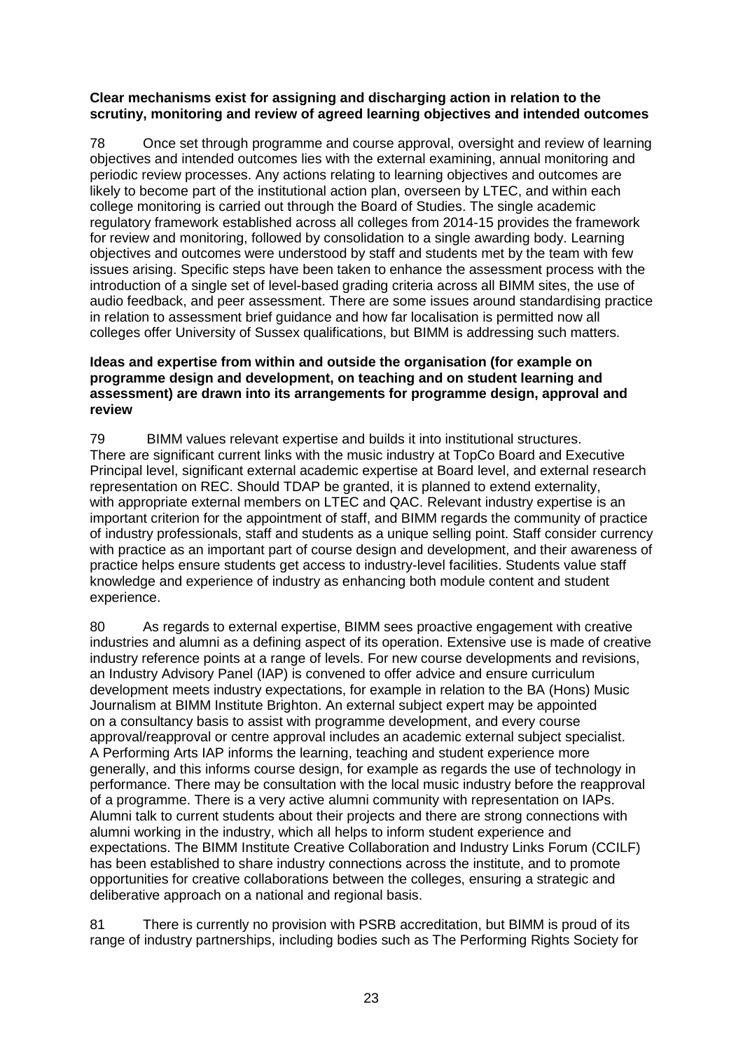**Clear mechanisms exist for assigning and discharging action in relation to the scrutiny, monitoring and review of agreed learning objectives and intended outcomes**

78 Once set through programme and course approval, oversight and review of learning objectives and intended outcomes lies with the external examining, annual monitoring and periodic review processes. Any actions relating to learning objectives and outcomes are likely to become part of the institutional action plan, overseen by LTEC, and within each college monitoring is carried out through the Board of Studies. The single academic regulatory framework established across all colleges from 2014-15 provides the framework for review and monitoring, followed by consolidation to a single awarding body. Learning objectives and outcomes were understood by staff and students met by the team with few issues arising. Specific steps have been taken to enhance the assessment process with the introduction of a single set of level-based grading criteria across all BIMM sites, the use of audio feedback, and peer assessment. There are some issues around standardising practice in relation to assessment brief guidance and how far localisation is permitted now all colleges offer University of Sussex qualifications, but BIMM is addressing such matters.

**Ideas and expertise from within and outside the organisation (for example on programme design and development, on teaching and on student learning and assessment) are drawn into its arrangements for programme design, approval and review**

79 BIMM values relevant expertise and builds it into institutional structures. There are significant current links with the music industry at TopCo Board and Executive Principal level, significant external academic expertise at Board level, and external research representation on REC. Should TDAP be granted, it is planned to extend externality, with appropriate external members on LTEC and QAC. Relevant industry expertise is an important criterion for the appointment of staff, and BIMM regards the community of practice of industry professionals, staff and students as a unique selling point. Staff consider currency with practice as an important part of course design and development, and their awareness of practice helps ensure students get access to industry-level facilities. Students value staff knowledge and experience of industry as enhancing both module content and student experience.

80 As regards to external expertise, BIMM sees proactive engagement with creative industries and alumni as a defining aspect of its operation. Extensive use is made of creative industry reference points at a range of levels. For new course developments and revisions, an Industry Advisory Panel (IAP) is convened to offer advice and ensure curriculum development meets industry expectations, for example in relation to the BA (Hons) Music Journalism at BIMM Institute Brighton. An external subject expert may be appointed on a consultancy basis to assist with programme development, and every course approval/reapproval or centre approval includes an academic external subject specialist. A Performing Arts IAP informs the learning, teaching and student experience more generally, and this informs course design, for example as regards the use of technology in performance. There may be consultation with the local music industry before the reapproval of a programme. There is a very active alumni community with representation on IAPs. Alumni talk to current students about their projects and there are strong connections with alumni working in the industry, which all helps to inform student experience and expectations. The BIMM Institute Creative Collaboration and Industry Links Forum (CCILF) has been established to share industry connections across the institute, and to promote opportunities for creative collaborations between the colleges, ensuring a strategic and deliberative approach on a national and regional basis.

81 There is currently no provision with PSRB accreditation, but BIMM is proud of its range of industry partnerships, including bodies such as The Performing Rights Society for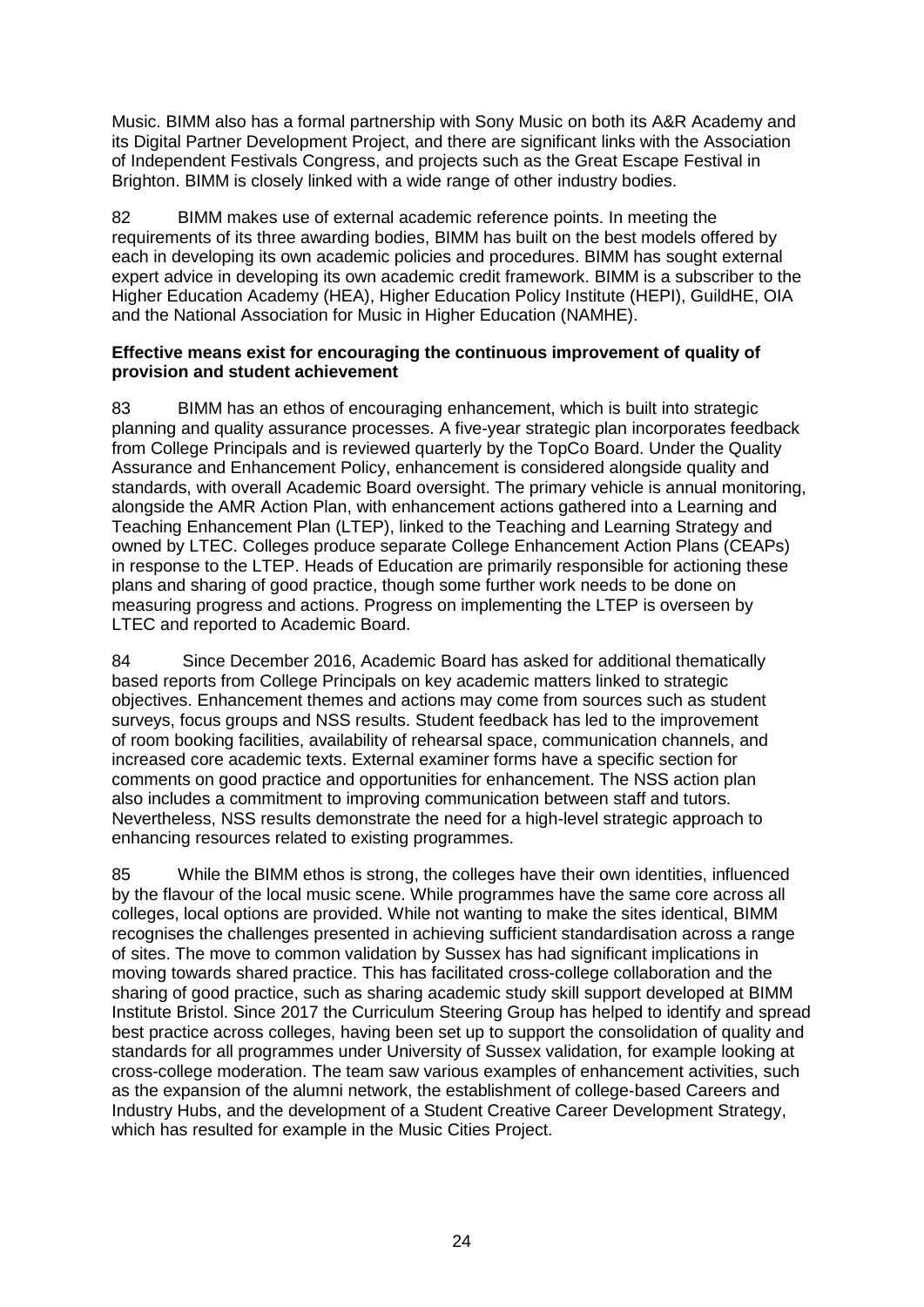Music. BIMM also has a formal partnership with Sony Music on both its A&R Academy and its Digital Partner Development Project, and there are significant links with the Association of Independent Festivals Congress, and projects such as the Great Escape Festival in Brighton. BIMM is closely linked with a wide range of other industry bodies.

82 BIMM makes use of external academic reference points. In meeting the requirements of its three awarding bodies, BIMM has built on the best models offered by each in developing its own academic policies and procedures. BIMM has sought external expert advice in developing its own academic credit framework. BIMM is a subscriber to the Higher Education Academy (HEA), Higher Education Policy Institute (HEPI), GuildHE, OIA and the National Association for Music in Higher Education (NAMHE).

**Effective means exist for encouraging the continuous improvement of quality of provision and student achievement**

83 BIMM has an ethos of encouraging enhancement, which is built into strategic planning and quality assurance processes. A five-year strategic plan incorporates feedback from College Principals and is reviewed quarterly by the TopCo Board. Under the Quality Assurance and Enhancement Policy, enhancement is considered alongside quality and standards, with overall Academic Board oversight. The primary vehicle is annual monitoring, alongside the AMR Action Plan, with enhancement actions gathered into a Learning and Teaching Enhancement Plan (LTEP), linked to the Teaching and Learning Strategy and owned by LTEC. Colleges produce separate College Enhancement Action Plans (CEAPs) in response to the LTEP. Heads of Education are primarily responsible for actioning these plans and sharing of good practice, though some further work needs to be done on measuring progress and actions. Progress on implementing the LTEP is overseen by LTEC and reported to Academic Board.

84 Since December 2016, Academic Board has asked for additional thematically based reports from College Principals on key academic matters linked to strategic objectives. Enhancement themes and actions may come from sources such as student surveys, focus groups and NSS results. Student feedback has led to the improvement of room booking facilities, availability of rehearsal space, communication channels, and increased core academic texts. External examiner forms have a specific section for comments on good practice and opportunities for enhancement. The NSS action plan also includes a commitment to improving communication between staff and tutors. Nevertheless, NSS results demonstrate the need for a high-level strategic approach to enhancing resources related to existing programmes.

85 While the BIMM ethos is strong, the colleges have their own identities, influenced by the flavour of the local music scene. While programmes have the same core across all colleges, local options are provided. While not wanting to make the sites identical, BIMM recognises the challenges presented in achieving sufficient standardisation across a range of sites. The move to common validation by Sussex has had significant implications in moving towards shared practice. This has facilitated cross-college collaboration and the sharing of good practice, such as sharing academic study skill support developed at BIMM Institute Bristol. Since 2017 the Curriculum Steering Group has helped to identify and spread best practice across colleges, having been set up to support the consolidation of quality and standards for all programmes under University of Sussex validation, for example looking at cross-college moderation. The team saw various examples of enhancement activities, such as the expansion of the alumni network, the establishment of college-based Careers and Industry Hubs, and the development of a Student Creative Career Development Strategy, which has resulted for example in the Music Cities Project.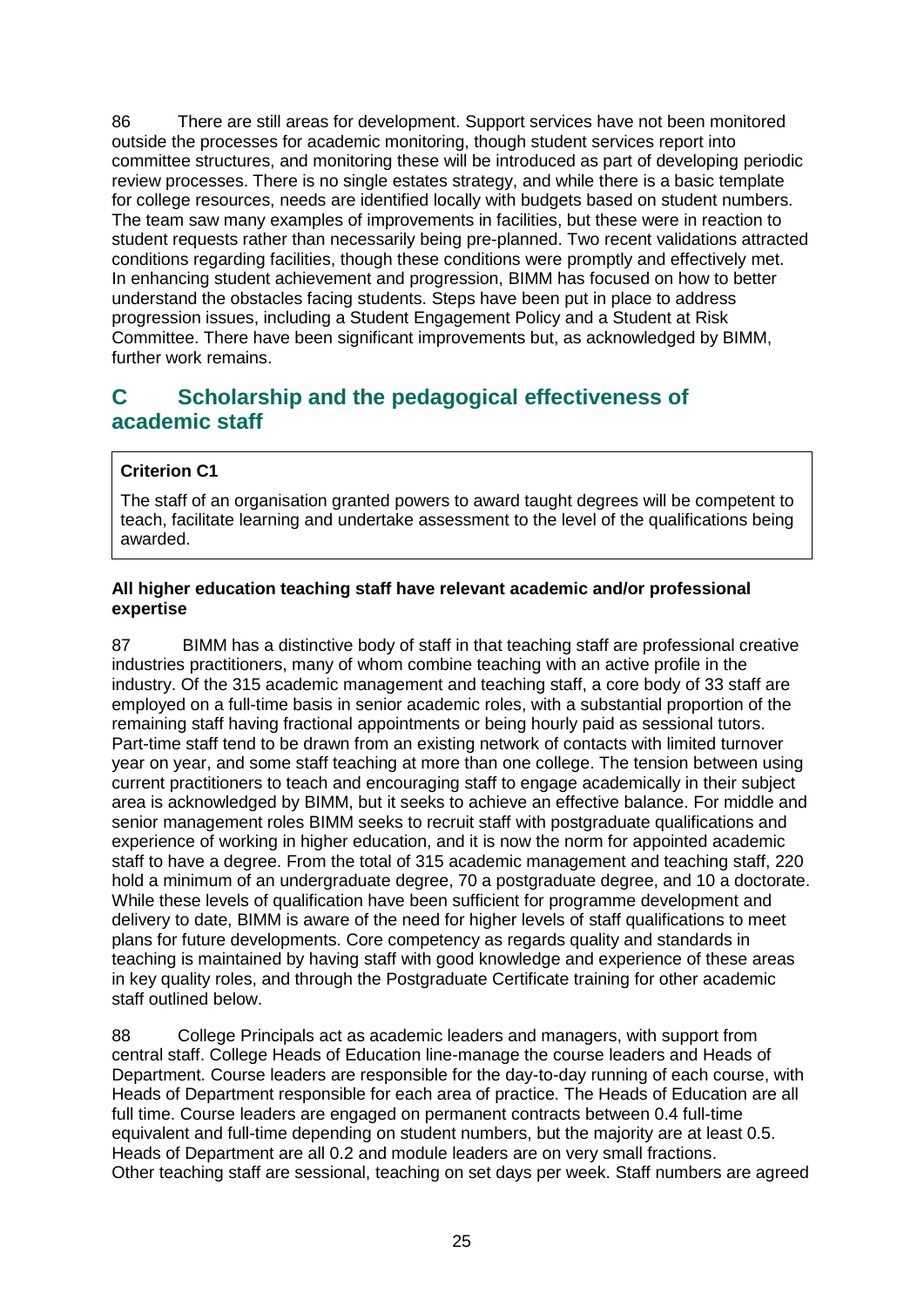86 There are still areas for development. Support services have not been monitored outside the processes for academic monitoring, though student services report into committee structures, and monitoring these will be introduced as part of developing periodic review processes. There is no single estates strategy, and while there is a basic template for college resources, needs are identified locally with budgets based on student numbers. The team saw many examples of improvements in facilities, but these were in reaction to student requests rather than necessarily being pre-planned. Two recent validations attracted conditions regarding facilities, though these conditions were promptly and effectively met. In enhancing student achievement and progression, BIMM has focused on how to better understand the obstacles facing students. Steps have been put in place to address progression issues, including a Student Engagement Policy and a Student at Risk Committee. There have been significant improvements but, as acknowledged by BIMM, further work remains.

## C Scholarship and the pedagogical effectiveness of academic staff

**Criterion C1**

The staff of an organisation granted powers to award taught degrees will be competent to teach, facilitate learning and undertake assessment to the level of the qualifications being awarded.

**All higher education teaching staff have relevant academic and/or professional expertise**

87 BIMM has a distinctive body of staff in that teaching staff are professional creative industries practitioners, many of whom combine teaching with an active profile in the industry. Of the 315 academic management and teaching staff, a core body of 33 staff are employed on a full-time basis in senior academic roles, with a substantial proportion of the remaining staff having fractional appointments or being hourly paid as sessional tutors. Part-time staff tend to be drawn from an existing network of contacts with limited turnover year on year, and some staff teaching at more than one college. The tension between using current practitioners to teach and encouraging staff to engage academically in their subject area is acknowledged by BIMM, but it seeks to achieve an effective balance. For middle and senior management roles BIMM seeks to recruit staff with postgraduate qualifications and experience of working in higher education, and it is now the norm for appointed academic staff to have a degree. From the total of 315 academic management and teaching staff, 220 hold a minimum of an undergraduate degree, 70 a postgraduate degree, and 10 a doctorate. While these levels of qualification have been sufficient for programme development and delivery to date, BIMM is aware of the need for higher levels of staff qualifications to meet plans for future developments. Core competency as regards quality and standards in teaching is maintained by having staff with good knowledge and experience of these areas in key quality roles, and through the Postgraduate Certificate training for other academic staff outlined below.

88 College Principals act as academic leaders and managers, with support from central staff. College Heads of Education line-manage the course leaders and Heads of Department. Course leaders are responsible for the day-to-day running of each course, with Heads of Department responsible for each area of practice. The Heads of Education are all full time. Course leaders are engaged on permanent contracts between 0.4 full-time equivalent and full-time depending on student numbers, but the majority are at least 0.5. Heads of Department are all 0.2 and module leaders are on very small fractions. Other teaching staff are sessional, teaching on set days per week. Staff numbers are agreed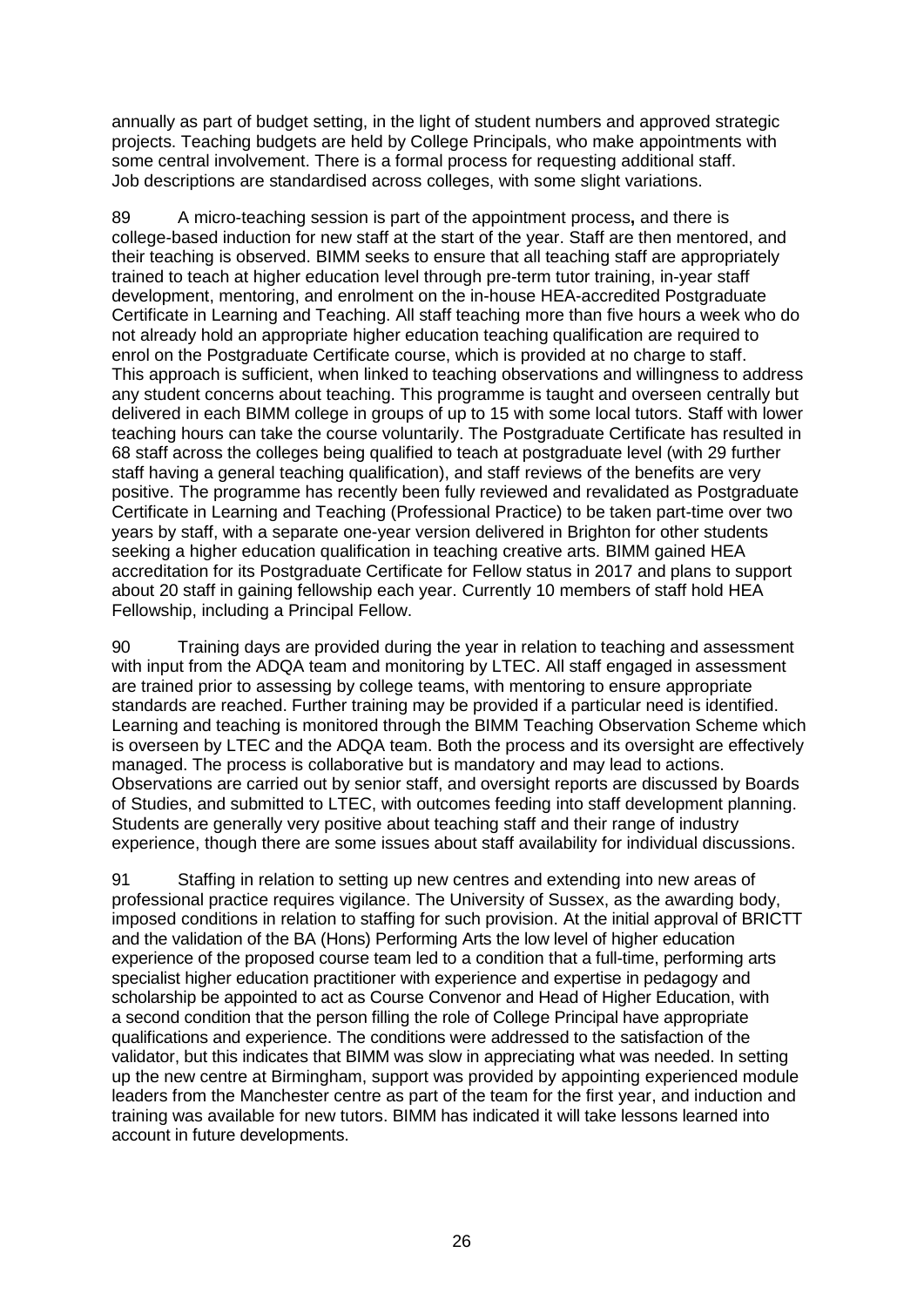annually as part of budget setting, in the light of student numbers and approved strategic projects. Teaching budgets are held by College Principals, who make appointments with some central involvement. There is a formal process for requesting additional staff. Job descriptions are standardised across colleges, with some slight variations.

89 A micro-teaching session is part of the appointment process**,** and there is college-based induction for new staff at the start of the year. Staff are then mentored, and their teaching is observed. BIMM seeks to ensure that all teaching staff are appropriately trained to teach at higher education level through pre-term tutor training, in-year staff development, mentoring, and enrolment on the in-house HEA-accredited Postgraduate Certificate in Learning and Teaching. All staff teaching more than five hours a week who do not already hold an appropriate higher education teaching qualification are required to enrol on the Postgraduate Certificate course, which is provided at no charge to staff. This approach is sufficient, when linked to teaching observations and willingness to address any student concerns about teaching. This programme is taught and overseen centrally but delivered in each BIMM college in groups of up to 15 with some local tutors. Staff with lower teaching hours can take the course voluntarily. The Postgraduate Certificate has resulted in 68 staff across the colleges being qualified to teach at postgraduate level (with 29 further staff having a general teaching qualification), and staff reviews of the benefits are very positive. The programme has recently been fully reviewed and revalidated as Postgraduate Certificate in Learning and Teaching (Professional Practice) to be taken part-time over two years by staff, with a separate one-year version delivered in Brighton for other students seeking a higher education qualification in teaching creative arts. BIMM gained HEA accreditation for its Postgraduate Certificate for Fellow status in 2017 and plans to support about 20 staff in gaining fellowship each year. Currently 10 members of staff hold HEA Fellowship, including a Principal Fellow.

90 Training days are provided during the year in relation to teaching and assessment with input from the ADQA team and monitoring by LTEC. All staff engaged in assessment are trained prior to assessing by college teams, with mentoring to ensure appropriate standards are reached. Further training may be provided if a particular need is identified. Learning and teaching is monitored through the BIMM Teaching Observation Scheme which is overseen by LTEC and the ADQA team. Both the process and its oversight are effectively managed. The process is collaborative but is mandatory and may lead to actions. Observations are carried out by senior staff, and oversight reports are discussed by Boards of Studies, and submitted to LTEC, with outcomes feeding into staff development planning. Students are generally very positive about teaching staff and their range of industry experience, though there are some issues about staff availability for individual discussions.

91 Staffing in relation to setting up new centres and extending into new areas of professional practice requires vigilance. The University of Sussex, as the awarding body, imposed conditions in relation to staffing for such provision. At the initial approval of BRICTT and the validation of the BA (Hons) Performing Arts the low level of higher education experience of the proposed course team led to a condition that a full-time, performing arts specialist higher education practitioner with experience and expertise in pedagogy and scholarship be appointed to act as Course Convenor and Head of Higher Education, with a second condition that the person filling the role of College Principal have appropriate qualifications and experience. The conditions were addressed to the satisfaction of the validator, but this indicates that BIMM was slow in appreciating what was needed. In setting up the new centre at Birmingham, support was provided by appointing experienced module leaders from the Manchester centre as part of the team for the first year, and induction and training was available for new tutors. BIMM has indicated it will take lessons learned into account in future developments.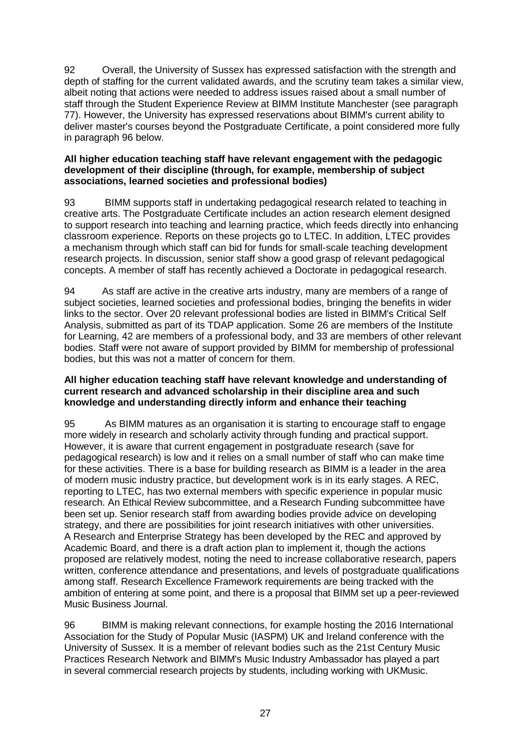92 Overall, the University of Sussex has expressed satisfaction with the strength and depth of staffing for the current validated awards, and the scrutiny team takes a similar view, albeit noting that actions were needed to address issues raised about a small number of staff through the Student Experience Review at BIMM Institute Manchester (see paragraph 77). However, the University has expressed reservations about BIMM's current ability to deliver master's courses beyond the Postgraduate Certificate, a point considered more fully in paragraph 96 below.

**All higher education teaching staff have relevant engagement with the pedagogic development of their discipline (through, for example, membership of subject associations, learned societies and professional bodies)**

93 BIMM supports staff in undertaking pedagogical research related to teaching in creative arts. The Postgraduate Certificate includes an action research element designed to support research into teaching and learning practice, which feeds directly into enhancing classroom experience. Reports on these projects go to LTEC. In addition, LTEC provides a mechanism through which staff can bid for funds for small-scale teaching development research projects. In discussion, senior staff show a good grasp of relevant pedagogical concepts. A member of staff has recently achieved a Doctorate in pedagogical research.

94 As staff are active in the creative arts industry, many are members of a range of subject societies, learned societies and professional bodies, bringing the benefits in wider links to the sector. Over 20 relevant professional bodies are listed in BIMM's Critical Self Analysis, submitted as part of its TDAP application. Some 26 are members of the Institute for Learning, 42 are members of a professional body, and 33 are members of other relevant bodies. Staff were not aware of support provided by BIMM for membership of professional bodies, but this was not a matter of concern for them.

**All higher education teaching staff have relevant knowledge and understanding of current research and advanced scholarship in their discipline area and such knowledge and understanding directly inform and enhance their teaching**

95 As BIMM matures as an organisation it is starting to encourage staff to engage more widely in research and scholarly activity through funding and practical support. However, it is aware that current engagement in postgraduate research (save for pedagogical research) is low and it relies on a small number of staff who can make time for these activities. There is a base for building research as BIMM is a leader in the area of modern music industry practice, but development work is in its early stages. A REC, reporting to LTEC, has two external members with specific experience in popular music research. An Ethical Review subcommittee, and a Research Funding subcommittee have been set up. Senior research staff from awarding bodies provide advice on developing strategy, and there are possibilities for joint research initiatives with other universities. A Research and Enterprise Strategy has been developed by the REC and approved by Academic Board, and there is a draft action plan to implement it, though the actions proposed are relatively modest, noting the need to increase collaborative research, papers written, conference attendance and presentations, and levels of postgraduate qualifications among staff. Research Excellence Framework requirements are being tracked with the ambition of entering at some point, and there is a proposal that BIMM set up a peer-reviewed Music Business Journal.

96 BIMM is making relevant connections, for example hosting the 2016 International Association for the Study of Popular Music (IASPM) UK and Ireland conference with the University of Sussex. It is a member of relevant bodies such as the 21st Century Music Practices Research Network and BIMM's Music Industry Ambassador has played a part in several commercial research projects by students, including working with UKMusic.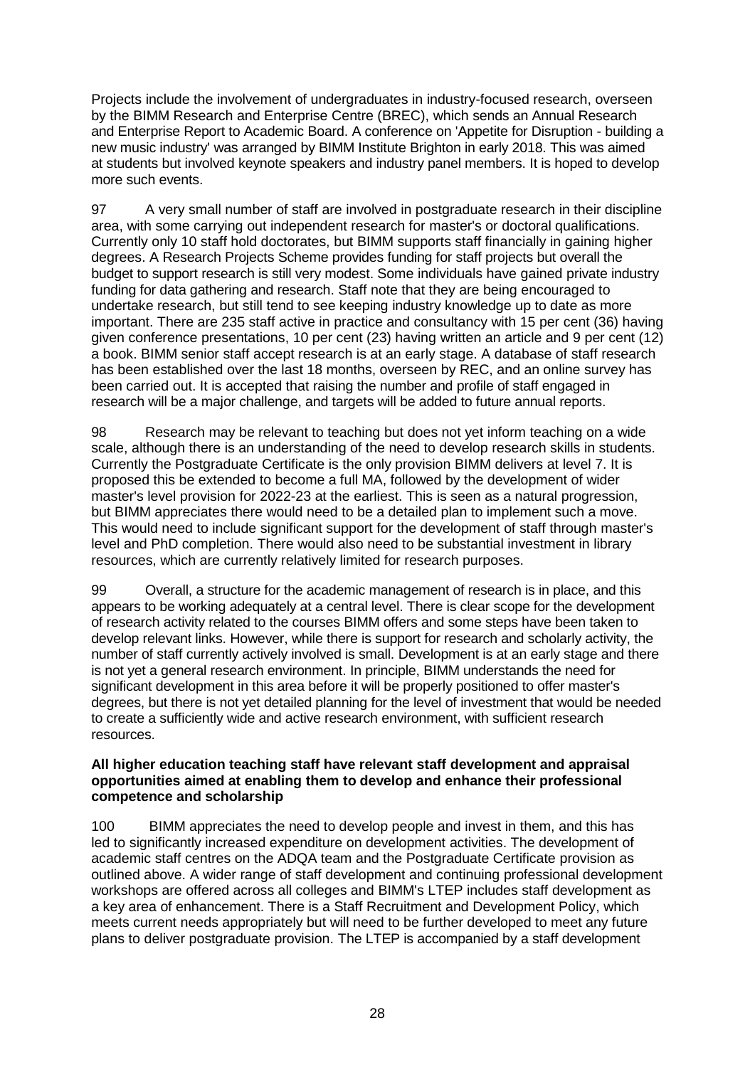Projects include the involvement of undergraduates in industry-focused research, overseen by the BIMM Research and Enterprise Centre (BREC), which sends an Annual Research and Enterprise Report to Academic Board. A conference on 'Appetite for Disruption - building a new music industry' was arranged by BIMM Institute Brighton in early 2018. This was aimed at students but involved keynote speakers and industry panel members. It is hoped to develop more such events.

97 A very small number of staff are involved in postgraduate research in their discipline area, with some carrying out independent research for master's or doctoral qualifications. Currently only 10 staff hold doctorates, but BIMM supports staff financially in gaining higher degrees. A Research Projects Scheme provides funding for staff projects but overall the budget to support research is still very modest. Some individuals have gained private industry funding for data gathering and research. Staff note that they are being encouraged to undertake research, but still tend to see keeping industry knowledge up to date as more important. There are 235 staff active in practice and consultancy with 15 per cent (36) having given conference presentations, 10 per cent (23) having written an article and 9 per cent (12) a book. BIMM senior staff accept research is at an early stage. A database of staff research has been established over the last 18 months, overseen by REC, and an online survey has been carried out. It is accepted that raising the number and profile of staff engaged in research will be a major challenge, and targets will be added to future annual reports.

98 Research may be relevant to teaching but does not yet inform teaching on a wide scale, although there is an understanding of the need to develop research skills in students. Currently the Postgraduate Certificate is the only provision BIMM delivers at level 7. It is proposed this be extended to become a full MA, followed by the development of wider master's level provision for 2022-23 at the earliest. This is seen as a natural progression, but BIMM appreciates there would need to be a detailed plan to implement such a move. This would need to include significant support for the development of staff through master's level and PhD completion. There would also need to be substantial investment in library resources, which are currently relatively limited for research purposes.

99 Overall, a structure for the academic management of research is in place, and this appears to be working adequately at a central level. There is clear scope for the development of research activity related to the courses BIMM offers and some steps have been taken to develop relevant links. However, while there is support for research and scholarly activity, the number of staff currently actively involved is small. Development is at an early stage and there is not yet a general research environment. In principle, BIMM understands the need for significant development in this area before it will be properly positioned to offer master's degrees, but there is not yet detailed planning for the level of investment that would be needed to create a sufficiently wide and active research environment, with sufficient research resources.

**All higher education teaching staff have relevant staff development and appraisal opportunities aimed at enabling them to develop and enhance their professional competence and scholarship**

100 BIMM appreciates the need to develop people and invest in them, and this has led to significantly increased expenditure on development activities. The development of academic staff centres on the ADQA team and the Postgraduate Certificate provision as outlined above. A wider range of staff development and continuing professional development workshops are offered across all colleges and BIMM's LTEP includes staff development as a key area of enhancement. There is a Staff Recruitment and Development Policy, which meets current needs appropriately but will need to be further developed to meet any future plans to deliver postgraduate provision. The LTEP is accompanied by a staff development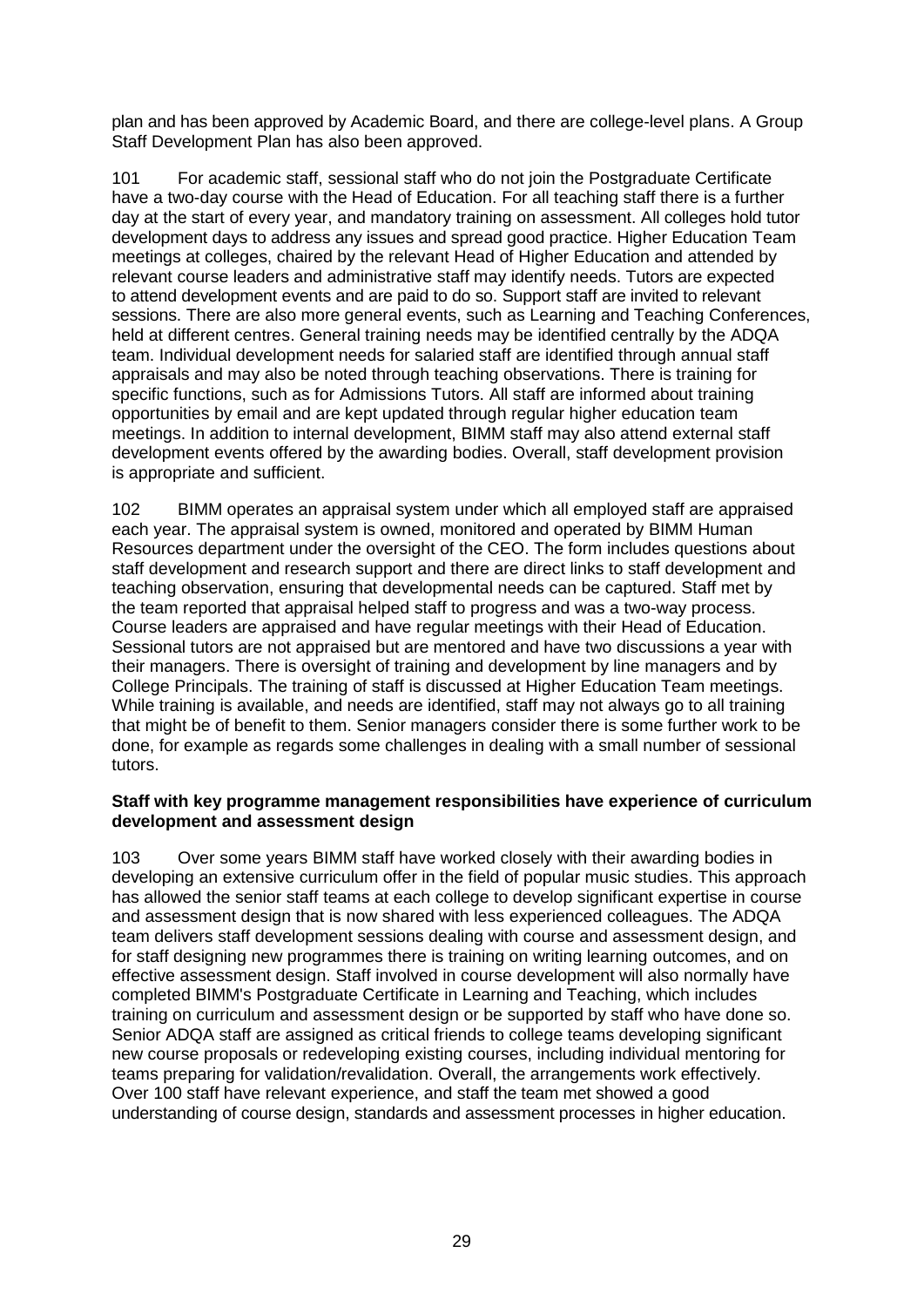plan and has been approved by Academic Board, and there are college-level plans. A Group Staff Development Plan has also been approved.

101 For academic staff, sessional staff who do not join the Postgraduate Certificate have a two-day course with the Head of Education. For all teaching staff there is a further day at the start of every year, and mandatory training on assessment. All colleges hold tutor development days to address any issues and spread good practice. Higher Education Team meetings at colleges, chaired by the relevant Head of Higher Education and attended by relevant course leaders and administrative staff may identify needs. Tutors are expected to attend development events and are paid to do so. Support staff are invited to relevant sessions. There are also more general events, such as Learning and Teaching Conferences, held at different centres. General training needs may be identified centrally by the ADQA team. Individual development needs for salaried staff are identified through annual staff appraisals and may also be noted through teaching observations. There is training for specific functions, such as for Admissions Tutors. All staff are informed about training opportunities by email and are kept updated through regular higher education team meetings. In addition to internal development, BIMM staff may also attend external staff development events offered by the awarding bodies. Overall, staff development provision is appropriate and sufficient.

102 BIMM operates an appraisal system under which all employed staff are appraised each year. The appraisal system is owned, monitored and operated by BIMM Human Resources department under the oversight of the CEO. The form includes questions about staff development and research support and there are direct links to staff development and teaching observation, ensuring that developmental needs can be captured. Staff met by the team reported that appraisal helped staff to progress and was a two-way process. Course leaders are appraised and have regular meetings with their Head of Education. Sessional tutors are not appraised but are mentored and have two discussions a year with their managers. There is oversight of training and development by line managers and by College Principals. The training of staff is discussed at Higher Education Team meetings. While training is available, and needs are identified, staff may not always go to all training that might be of benefit to them. Senior managers consider there is some further work to be done, for example as regards some challenges in dealing with a small number of sessional tutors.

**Staff with key programme management responsibilities have experience of curriculum development and assessment design**

103 Over some years BIMM staff have worked closely with their awarding bodies in developing an extensive curriculum offer in the field of popular music studies. This approach has allowed the senior staff teams at each college to develop significant expertise in course and assessment design that is now shared with less experienced colleagues. The ADQA team delivers staff development sessions dealing with course and assessment design, and for staff designing new programmes there is training on writing learning outcomes, and on effective assessment design. Staff involved in course development will also normally have completed BIMM's Postgraduate Certificate in Learning and Teaching, which includes training on curriculum and assessment design or be supported by staff who have done so. Senior ADQA staff are assigned as critical friends to college teams developing significant new course proposals or redeveloping existing courses, including individual mentoring for teams preparing for validation/revalidation. Overall, the arrangements work effectively. Over 100 staff have relevant experience, and staff the team met showed a good understanding of course design, standards and assessment processes in higher education.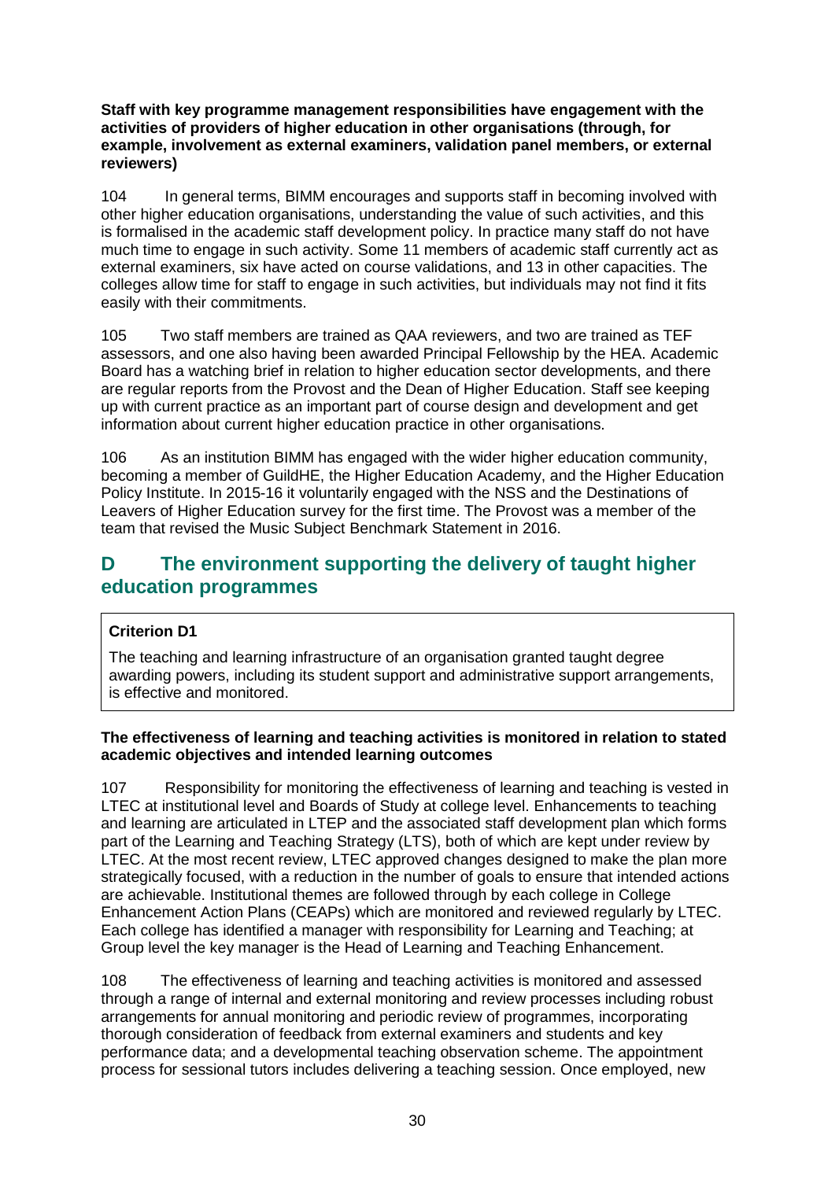**Staff with key programme management responsibilities have engagement with the activities of providers of higher education in other organisations (through, for example, involvement as external examiners, validation panel members, or external reviewers)**

104 In general terms, BIMM encourages and supports staff in becoming involved with other higher education organisations, understanding the value of such activities, and this is formalised in the academic staff development policy. In practice many staff do not have much time to engage in such activity. Some 11 members of academic staff currently act as external examiners, six have acted on course validations, and 13 in other capacities. The colleges allow time for staff to engage in such activities, but individuals may not find it fits easily with their commitments.

105 Two staff members are trained as QAA reviewers, and two are trained as TEF assessors, and one also having been awarded Principal Fellowship by the HEA. Academic Board has a watching brief in relation to higher education sector developments, and there are regular reports from the Provost and the Dean of Higher Education. Staff see keeping up with current practice as an important part of course design and development and get information about current higher education practice in other organisations.

106 As an institution BIMM has engaged with the wider higher education community, becoming a member of GuildHE, the Higher Education Academy, and the Higher Education Policy Institute. In 2015-16 it voluntarily engaged with the NSS and the Destinations of Leavers of Higher Education survey for the first time. The Provost was a member of the team that revised the Music Subject Benchmark Statement in 2016.

## D The environment supporting the delivery of taught higher education programmes

**Criterion D1**

The teaching and learning infrastructure of an organisation granted taught degree awarding powers, including its student support and administrative support arrangements, is effective and monitored.

**The effectiveness of learning and teaching activities is monitored in relation to stated academic objectives and intended learning outcomes**

107 Responsibility for monitoring the effectiveness of learning and teaching is vested in LTEC at institutional level and Boards of Study at college level. Enhancements to teaching and learning are articulated in LTEP and the associated staff development plan which forms part of the Learning and Teaching Strategy (LTS), both of which are kept under review by LTEC. At the most recent review, LTEC approved changes designed to make the plan more strategically focused, with a reduction in the number of goals to ensure that intended actions are achievable. Institutional themes are followed through by each college in College Enhancement Action Plans (CEAPs) which are monitored and reviewed regularly by LTEC. Each college has identified a manager with responsibility for Learning and Teaching; at Group level the key manager is the Head of Learning and Teaching Enhancement.

108 The effectiveness of learning and teaching activities is monitored and assessed through a range of internal and external monitoring and review processes including robust arrangements for annual monitoring and periodic review of programmes, incorporating thorough consideration of feedback from external examiners and students and key performance data; and a developmental teaching observation scheme. The appointment process for sessional tutors includes delivering a teaching session. Once employed, new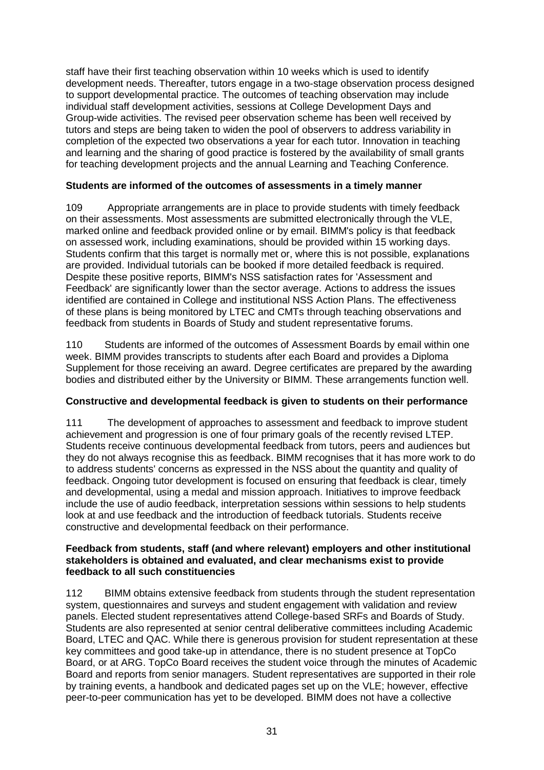staff have their first teaching observation within 10 weeks which is used to identify development needs. Thereafter, tutors engage in a two-stage observation process designed to support developmental practice. The outcomes of teaching observation may include individual staff development activities, sessions at College Development Days and Group-wide activities. The revised peer observation scheme has been well received by tutors and steps are being taken to widen the pool of observers to address variability in completion of the expected two observations a year for each tutor. Innovation in teaching and learning and the sharing of good practice is fostered by the availability of small grants for teaching development projects and the annual Learning and Teaching Conference.

**Students are informed of the outcomes of assessments in a timely manner**

109 Appropriate arrangements are in place to provide students with timely feedback on their assessments. Most assessments are submitted electronically through the VLE, marked online and feedback provided online or by email. BIMM's policy is that feedback on assessed work, including examinations, should be provided within 15 working days. Students confirm that this target is normally met or, where this is not possible, explanations are provided. Individual tutorials can be booked if more detailed feedback is required. Despite these positive reports, BIMM's NSS satisfaction rates for 'Assessment and Feedback' are significantly lower than the sector average. Actions to address the issues identified are contained in College and institutional NSS Action Plans. The effectiveness of these plans is being monitored by LTEC and CMTs through teaching observations and feedback from students in Boards of Study and student representative forums.

110 Students are informed of the outcomes of Assessment Boards by email within one week. BIMM provides transcripts to students after each Board and provides a Diploma Supplement for those receiving an award. Degree certificates are prepared by the awarding bodies and distributed either by the University or BIMM. These arrangements function well.

**Constructive and developmental feedback is given to students on their performance**

111 The development of approaches to assessment and feedback to improve student achievement and progression is one of four primary goals of the recently revised LTEP. Students receive continuous developmental feedback from tutors, peers and audiences but they do not always recognise this as feedback. BIMM recognises that it has more work to do to address students' concerns as expressed in the NSS about the quantity and quality of feedback. Ongoing tutor development is focused on ensuring that feedback is clear, timely and developmental, using a medal and mission approach. Initiatives to improve feedback include the use of audio feedback, interpretation sessions within sessions to help students look at and use feedback and the introduction of feedback tutorials. Students receive constructive and developmental feedback on their performance.

**Feedback from students, staff (and where relevant) employers and other institutional stakeholders is obtained and evaluated, and clear mechanisms exist to provide feedback to all such constituencies**

112 BIMM obtains extensive feedback from students through the student representation system, questionnaires and surveys and student engagement with validation and review panels. Elected student representatives attend College-based SRFs and Boards of Study. Students are also represented at senior central deliberative committees including Academic Board, LTEC and QAC. While there is generous provision for student representation at these key committees and good take-up in attendance, there is no student presence at TopCo Board, or at ARG. TopCo Board receives the student voice through the minutes of Academic Board and reports from senior managers. Student representatives are supported in their role by training events, a handbook and dedicated pages set up on the VLE; however, effective peer-to-peer communication has yet to be developed. BIMM does not have a collective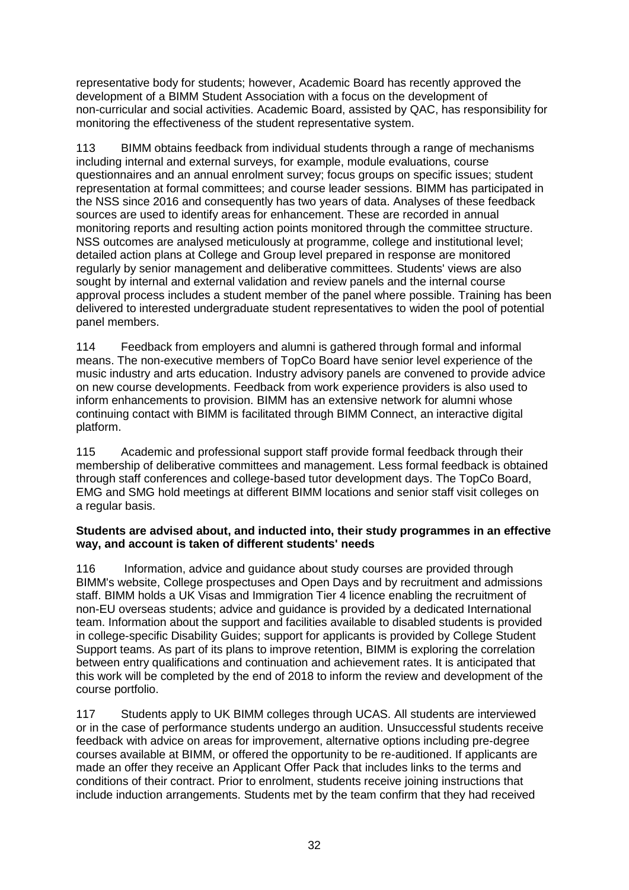representative body for students; however, Academic Board has recently approved the development of a BIMM Student Association with a focus on the development of non-curricular and social activities. Academic Board, assisted by QAC, has responsibility for monitoring the effectiveness of the student representative system.

113 BIMM obtains feedback from individual students through a range of mechanisms including internal and external surveys, for example, module evaluations, course questionnaires and an annual enrolment survey; focus groups on specific issues; student representation at formal committees; and course leader sessions. BIMM has participated in the NSS since 2016 and consequently has two years of data. Analyses of these feedback sources are used to identify areas for enhancement. These are recorded in annual monitoring reports and resulting action points monitored through the committee structure. NSS outcomes are analysed meticulously at programme, college and institutional level; detailed action plans at College and Group level prepared in response are monitored regularly by senior management and deliberative committees. Students' views are also sought by internal and external validation and review panels and the internal course approval process includes a student member of the panel where possible. Training has been delivered to interested undergraduate student representatives to widen the pool of potential panel members.

114 Feedback from employers and alumni is gathered through formal and informal means. The non-executive members of TopCo Board have senior level experience of the music industry and arts education. Industry advisory panels are convened to provide advice on new course developments. Feedback from work experience providers is also used to inform enhancements to provision. BIMM has an extensive network for alumni whose continuing contact with BIMM is facilitated through BIMM Connect, an interactive digital platform.

115 Academic and professional support staff provide formal feedback through their membership of deliberative committees and management. Less formal feedback is obtained through staff conferences and college-based tutor development days. The TopCo Board, EMG and SMG hold meetings at different BIMM locations and senior staff visit colleges on a regular basis.

**Students are advised about, and inducted into, their study programmes in an effective way, and account is taken of different students' needs**

116 Information, advice and guidance about study courses are provided through BIMM's website, College prospectuses and Open Days and by recruitment and admissions staff. BIMM holds a UK Visas and Immigration Tier 4 licence enabling the recruitment of non-EU overseas students; advice and guidance is provided by a dedicated International team. Information about the support and facilities available to disabled students is provided in college-specific Disability Guides; support for applicants is provided by College Student Support teams. As part of its plans to improve retention, BIMM is exploring the correlation between entry qualifications and continuation and achievement rates. It is anticipated that this work will be completed by the end of 2018 to inform the review and development of the course portfolio.

117 Students apply to UK BIMM colleges through UCAS. All students are interviewed or in the case of performance students undergo an audition. Unsuccessful students receive feedback with advice on areas for improvement, alternative options including pre-degree courses available at BIMM, or offered the opportunity to be re-auditioned. If applicants are made an offer they receive an Applicant Offer Pack that includes links to the terms and conditions of their contract. Prior to enrolment, students receive joining instructions that include induction arrangements. Students met by the team confirm that they had received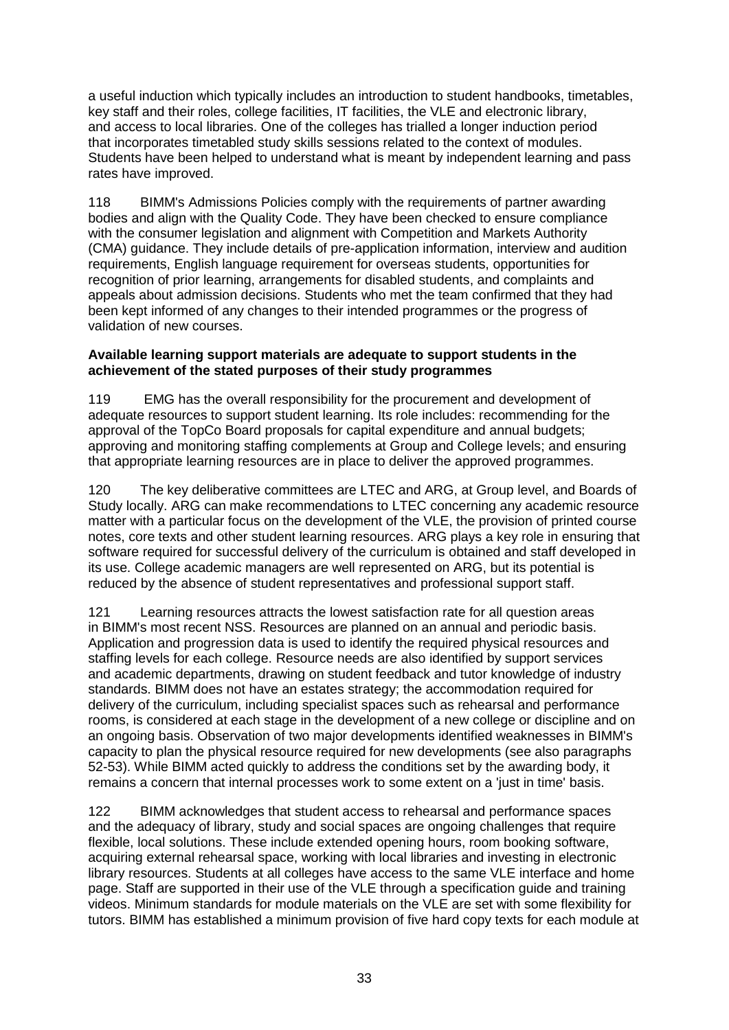a useful induction which typically includes an introduction to student handbooks, timetables, key staff and their roles, college facilities, IT facilities, the VLE and electronic library, and access to local libraries. One of the colleges has trialled a longer induction period that incorporates timetabled study skills sessions related to the context of modules. Students have been helped to understand what is meant by independent learning and pass rates have improved.

118 BIMM's Admissions Policies comply with the requirements of partner awarding bodies and align with the Quality Code. They have been checked to ensure compliance with the consumer legislation and alignment with Competition and Markets Authority (CMA) guidance. They include details of pre-application information, interview and audition requirements, English language requirement for overseas students, opportunities for recognition of prior learning, arrangements for disabled students, and complaints and appeals about admission decisions. Students who met the team confirmed that they had been kept informed of any changes to their intended programmes or the progress of validation of new courses.

**Available learning support materials are adequate to support students in the achievement of the stated purposes of their study programmes**

119 EMG has the overall responsibility for the procurement and development of adequate resources to support student learning. Its role includes: recommending for the approval of the TopCo Board proposals for capital expenditure and annual budgets; approving and monitoring staffing complements at Group and College levels; and ensuring that appropriate learning resources are in place to deliver the approved programmes.

120 The key deliberative committees are LTEC and ARG, at Group level, and Boards of Study locally. ARG can make recommendations to LTEC concerning any academic resource matter with a particular focus on the development of the VLE, the provision of printed course notes, core texts and other student learning resources. ARG plays a key role in ensuring that software required for successful delivery of the curriculum is obtained and staff developed in its use. College academic managers are well represented on ARG, but its potential is reduced by the absence of student representatives and professional support staff.

121 Learning resources attracts the lowest satisfaction rate for all question areas in BIMM's most recent NSS. Resources are planned on an annual and periodic basis. Application and progression data is used to identify the required physical resources and staffing levels for each college. Resource needs are also identified by support services and academic departments, drawing on student feedback and tutor knowledge of industry standards. BIMM does not have an estates strategy; the accommodation required for delivery of the curriculum, including specialist spaces such as rehearsal and performance rooms, is considered at each stage in the development of a new college or discipline and on an ongoing basis. Observation of two major developments identified weaknesses in BIMM's capacity to plan the physical resource required for new developments (see also paragraphs 52-53). While BIMM acted quickly to address the conditions set by the awarding body, it remains a concern that internal processes work to some extent on a 'just in time' basis.

122 BIMM acknowledges that student access to rehearsal and performance spaces and the adequacy of library, study and social spaces are ongoing challenges that require flexible, local solutions. These include extended opening hours, room booking software, acquiring external rehearsal space, working with local libraries and investing in electronic library resources. Students at all colleges have access to the same VLE interface and home page. Staff are supported in their use of the VLE through a specification guide and training videos. Minimum standards for module materials on the VLE are set with some flexibility for tutors. BIMM has established a minimum provision of five hard copy texts for each module at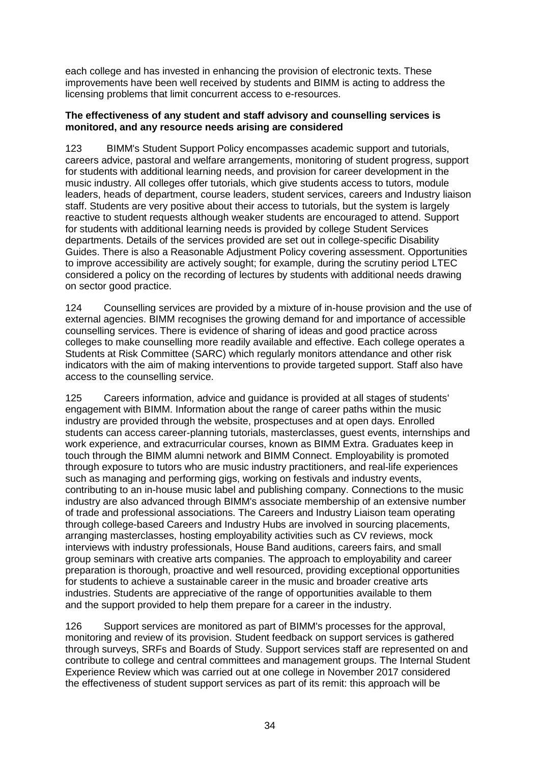each college and has invested in enhancing the provision of electronic texts. These improvements have been well received by students and BIMM is acting to address the licensing problems that limit concurrent access to e-resources.

**The effectiveness of any student and staff advisory and counselling services is monitored, and any resource needs arising are considered**

123 BIMM's Student Support Policy encompasses academic support and tutorials, careers advice, pastoral and welfare arrangements, monitoring of student progress, support for students with additional learning needs, and provision for career development in the music industry. All colleges offer tutorials, which give students access to tutors, module leaders, heads of department, course leaders, student services, careers and Industry liaison staff. Students are very positive about their access to tutorials, but the system is largely reactive to student requests although weaker students are encouraged to attend. Support for students with additional learning needs is provided by college Student Services departments. Details of the services provided are set out in college-specific Disability Guides. There is also a Reasonable Adjustment Policy covering assessment. Opportunities to improve accessibility are actively sought; for example, during the scrutiny period LTEC considered a policy on the recording of lectures by students with additional needs drawing on sector good practice.

124 Counselling services are provided by a mixture of in-house provision and the use of external agencies. BIMM recognises the growing demand for and importance of accessible counselling services. There is evidence of sharing of ideas and good practice across colleges to make counselling more readily available and effective. Each college operates a Students at Risk Committee (SARC) which regularly monitors attendance and other risk indicators with the aim of making interventions to provide targeted support. Staff also have access to the counselling service.

125 Careers information, advice and guidance is provided at all stages of students' engagement with BIMM. Information about the range of career paths within the music industry are provided through the website, prospectuses and at open days. Enrolled students can access career-planning tutorials, masterclasses, guest events, internships and work experience, and extracurricular courses, known as BIMM Extra. Graduates keep in touch through the BIMM alumni network and BIMM Connect. Employability is promoted through exposure to tutors who are music industry practitioners, and real-life experiences such as managing and performing gigs, working on festivals and industry events, contributing to an in-house music label and publishing company. Connections to the music industry are also advanced through BIMM's associate membership of an extensive number of trade and professional associations. The Careers and Industry Liaison team operating through college-based Careers and Industry Hubs are involved in sourcing placements, arranging masterclasses, hosting employability activities such as CV reviews, mock interviews with industry professionals, House Band auditions, careers fairs, and small group seminars with creative arts companies. The approach to employability and career preparation is thorough, proactive and well resourced, providing exceptional opportunities for students to achieve a sustainable career in the music and broader creative arts industries. Students are appreciative of the range of opportunities available to them and the support provided to help them prepare for a career in the industry.

126 Support services are monitored as part of BIMM's processes for the approval, monitoring and review of its provision. Student feedback on support services is gathered through surveys, SRFs and Boards of Study. Support services staff are represented on and contribute to college and central committees and management groups. The Internal Student Experience Review which was carried out at one college in November 2017 considered the effectiveness of student support services as part of its remit: this approach will be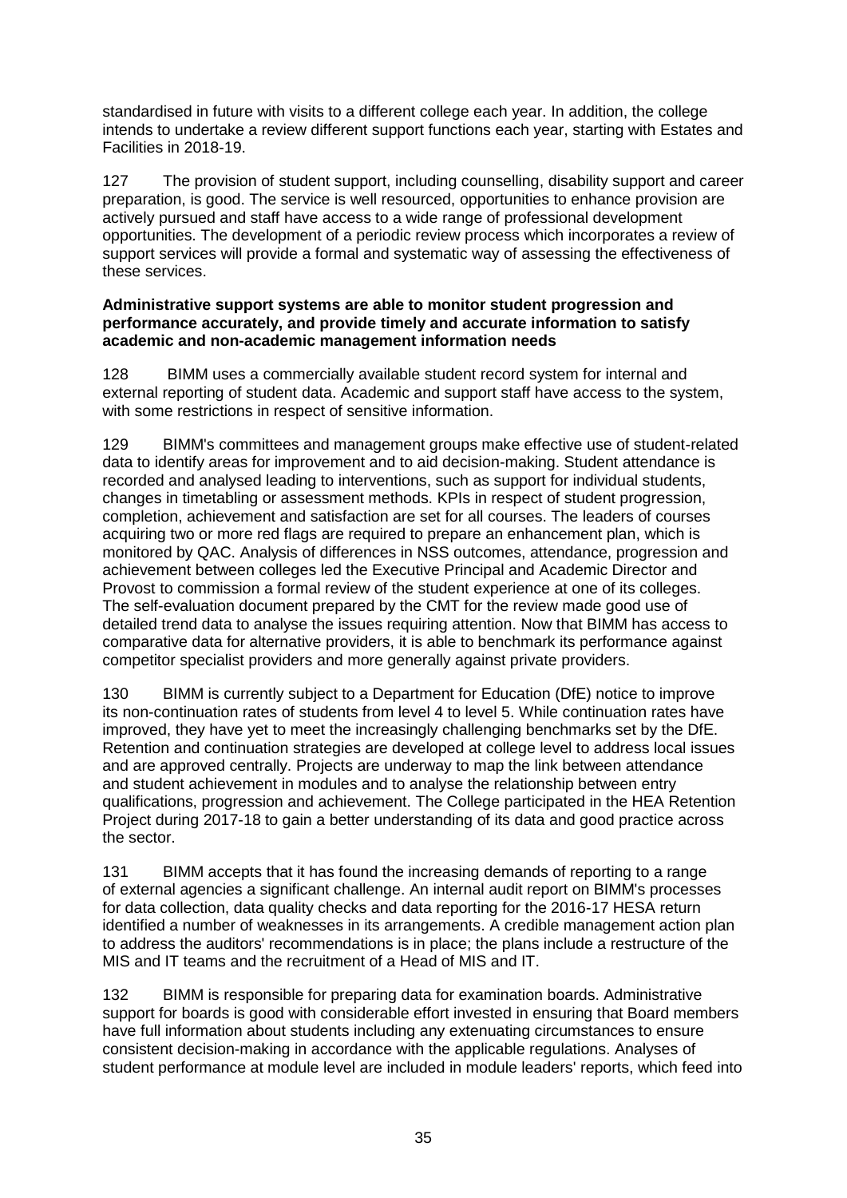standardised in future with visits to a different college each year. In addition, the college intends to undertake a review different support functions each year, starting with Estates and Facilities in 2018-19.

127 The provision of student support, including counselling, disability support and career preparation, is good. The service is well resourced, opportunities to enhance provision are actively pursued and staff have access to a wide range of professional development opportunities. The development of a periodic review process which incorporates a review of support services will provide a formal and systematic way of assessing the effectiveness of these services.

**Administrative support systems are able to monitor student progression and performance accurately, and provide timely and accurate information to satisfy academic and non-academic management information needs**

128 BIMM uses a commercially available student record system for internal and external reporting of student data. Academic and support staff have access to the system, with some restrictions in respect of sensitive information.

129 BIMM's committees and management groups make effective use of student-related data to identify areas for improvement and to aid decision-making. Student attendance is recorded and analysed leading to interventions, such as support for individual students, changes in timetabling or assessment methods. KPIs in respect of student progression, completion, achievement and satisfaction are set for all courses. The leaders of courses acquiring two or more red flags are required to prepare an enhancement plan, which is monitored by QAC. Analysis of differences in NSS outcomes, attendance, progression and achievement between colleges led the Executive Principal and Academic Director and Provost to commission a formal review of the student experience at one of its colleges. The self-evaluation document prepared by the CMT for the review made good use of detailed trend data to analyse the issues requiring attention. Now that BIMM has access to comparative data for alternative providers, it is able to benchmark its performance against competitor specialist providers and more generally against private providers.

130 BIMM is currently subject to a Department for Education (DfE) notice to improve its non-continuation rates of students from level 4 to level 5. While continuation rates have improved, they have yet to meet the increasingly challenging benchmarks set by the DfE. Retention and continuation strategies are developed at college level to address local issues and are approved centrally. Projects are underway to map the link between attendance and student achievement in modules and to analyse the relationship between entry qualifications, progression and achievement. The College participated in the HEA Retention Project during 2017-18 to gain a better understanding of its data and good practice across the sector.

131 BIMM accepts that it has found the increasing demands of reporting to a range of external agencies a significant challenge. An internal audit report on BIMM's processes for data collection, data quality checks and data reporting for the 2016-17 HESA return identified a number of weaknesses in its arrangements. A credible management action plan to address the auditors' recommendations is in place; the plans include a restructure of the MIS and IT teams and the recruitment of a Head of MIS and IT.

132 BIMM is responsible for preparing data for examination boards. Administrative support for boards is good with considerable effort invested in ensuring that Board members have full information about students including any extenuating circumstances to ensure consistent decision-making in accordance with the applicable regulations. Analyses of student performance at module level are included in module leaders' reports, which feed into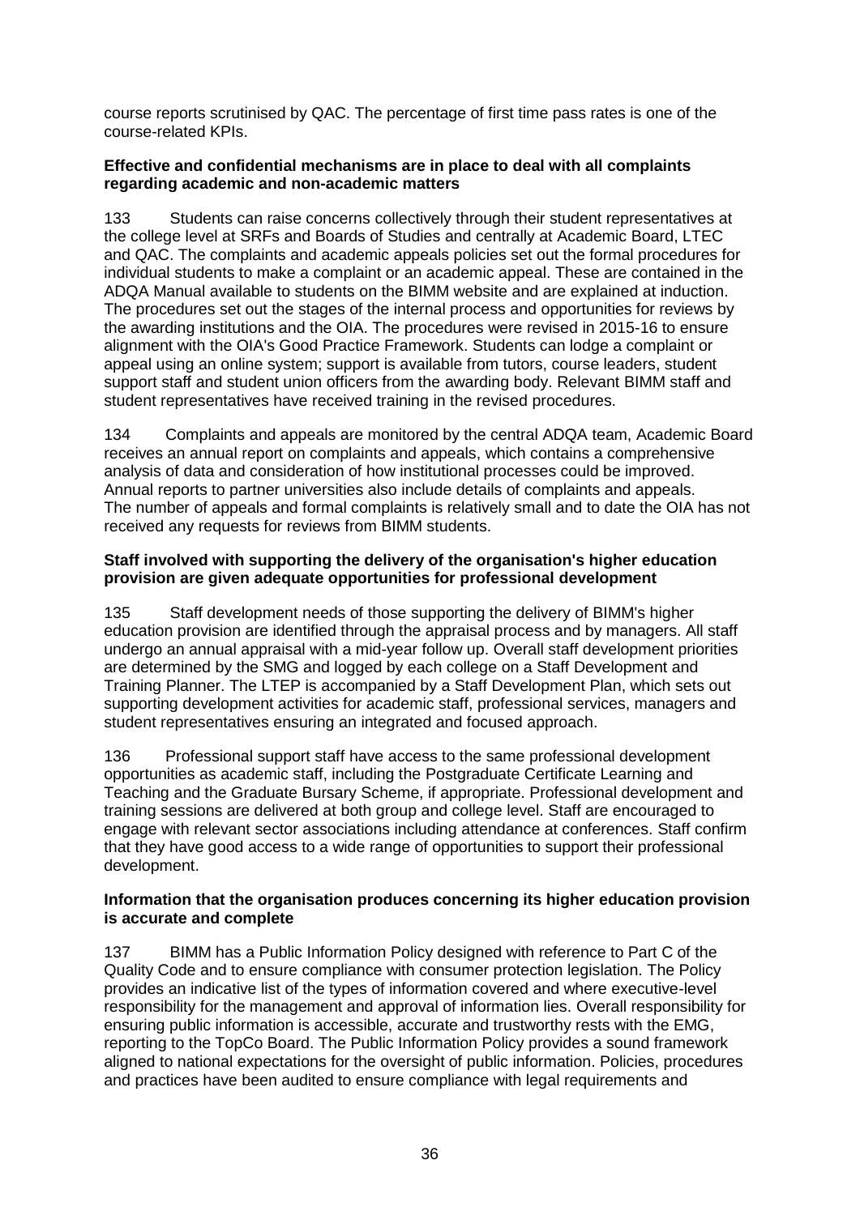course reports scrutinised by QAC. The percentage of first time pass rates is one of the course-related KPIs.

**Effective and confidential mechanisms are in place to deal with all complaints regarding academic and non-academic matters**

133 Students can raise concerns collectively through their student representatives at the college level at SRFs and Boards of Studies and centrally at Academic Board, LTEC and QAC. The complaints and academic appeals policies set out the formal procedures for individual students to make a complaint or an academic appeal. These are contained in the ADQA Manual available to students on the BIMM website and are explained at induction. The procedures set out the stages of the internal process and opportunities for reviews by the awarding institutions and the OIA. The procedures were revised in 2015-16 to ensure alignment with the OIA's Good Practice Framework. Students can lodge a complaint or appeal using an online system; support is available from tutors, course leaders, student support staff and student union officers from the awarding body. Relevant BIMM staff and student representatives have received training in the revised procedures.

134 Complaints and appeals are monitored by the central ADQA team, Academic Board receives an annual report on complaints and appeals, which contains a comprehensive analysis of data and consideration of how institutional processes could be improved. Annual reports to partner universities also include details of complaints and appeals. The number of appeals and formal complaints is relatively small and to date the OIA has not received any requests for reviews from BIMM students.

**Staff involved with supporting the delivery of the organisation's higher education provision are given adequate opportunities for professional development**

135 Staff development needs of those supporting the delivery of BIMM's higher education provision are identified through the appraisal process and by managers. All staff undergo an annual appraisal with a mid-year follow up. Overall staff development priorities are determined by the SMG and logged by each college on a Staff Development and Training Planner. The LTEP is accompanied by a Staff Development Plan, which sets out supporting development activities for academic staff, professional services, managers and student representatives ensuring an integrated and focused approach.

136 Professional support staff have access to the same professional development opportunities as academic staff, including the Postgraduate Certificate Learning and Teaching and the Graduate Bursary Scheme, if appropriate. Professional development and training sessions are delivered at both group and college level. Staff are encouraged to engage with relevant sector associations including attendance at conferences. Staff confirm that they have good access to a wide range of opportunities to support their professional development.

**Information that the organisation produces concerning its higher education provision is accurate and complete**

137 BIMM has a Public Information Policy designed with reference to Part C of the Quality Code and to ensure compliance with consumer protection legislation. The Policy provides an indicative list of the types of information covered and where executive-level responsibility for the management and approval of information lies. Overall responsibility for ensuring public information is accessible, accurate and trustworthy rests with the EMG, reporting to the TopCo Board. The Public Information Policy provides a sound framework aligned to national expectations for the oversight of public information. Policies, procedures and practices have been audited to ensure compliance with legal requirements and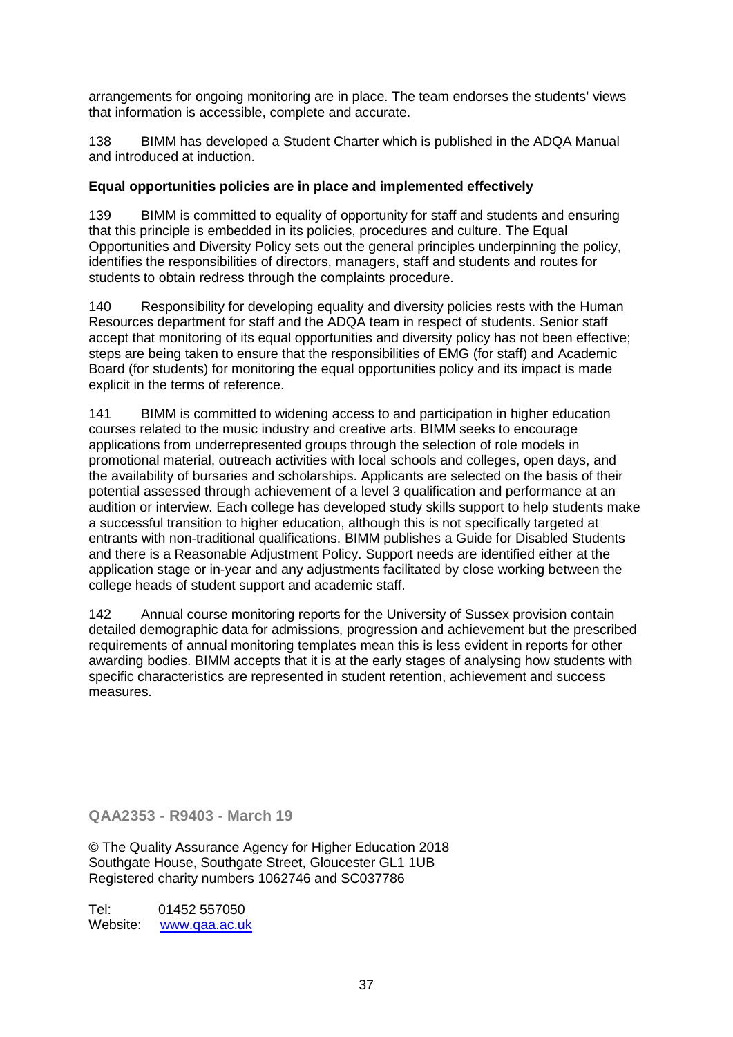arrangements for ongoing monitoring are in place. The team endorses the students' views that information is accessible, complete and accurate.

138 BIMM has developed a Student Charter which is published in the ADQA Manual and introduced at induction.

**Equal opportunities policies are in place and implemented effectively**

139 BIMM is committed to equality of opportunity for staff and students and ensuring that this principle is embedded in its policies, procedures and culture. The Equal Opportunities and Diversity Policy sets out the general principles underpinning the policy, identifies the responsibilities of directors, managers, staff and students and routes for students to obtain redress through the complaints procedure.

140 Responsibility for developing equality and diversity policies rests with the Human Resources department for staff and the ADQA team in respect of students. Senior staff accept that monitoring of its equal opportunities and diversity policy has not been effective; steps are being taken to ensure that the responsibilities of EMG (for staff) and Academic Board (for students) for monitoring the equal opportunities policy and its impact is made explicit in the terms of reference.

141 BIMM is committed to widening access to and participation in higher education courses related to the music industry and creative arts. BIMM seeks to encourage applications from underrepresented groups through the selection of role models in promotional material, outreach activities with local schools and colleges, open days, and the availability of bursaries and scholarships. Applicants are selected on the basis of their potential assessed through achievement of a level 3 qualification and performance at an audition or interview. Each college has developed study skills support to help students make a successful transition to higher education, although this is not specifically targeted at entrants with non-traditional qualifications. BIMM publishes a Guide for Disabled Students and there is a Reasonable Adjustment Policy. Support needs are identified either at the application stage or in-year and any adjustments facilitated by close working between the college heads of student support and academic staff.

142 Annual course monitoring reports for the University of Sussex provision contain detailed demographic data for admissions, progression and achievement but the prescribed requirements of annual monitoring templates mean this is less evident in reports for other awarding bodies. BIMM accepts that it is at the early stages of analysing how students with specific characteristics are represented in student retention, achievement and success measures.

**QAA2353 - R9403 - March 19**

© The Quality Assurance Agency for Higher Education 2018
Southgate House, Southgate Street, Gloucester GL1 1UB
Registered charity numbers 1062746 and SC037786

Tel: 01452 557050
Website: www.qaa.ac.uk